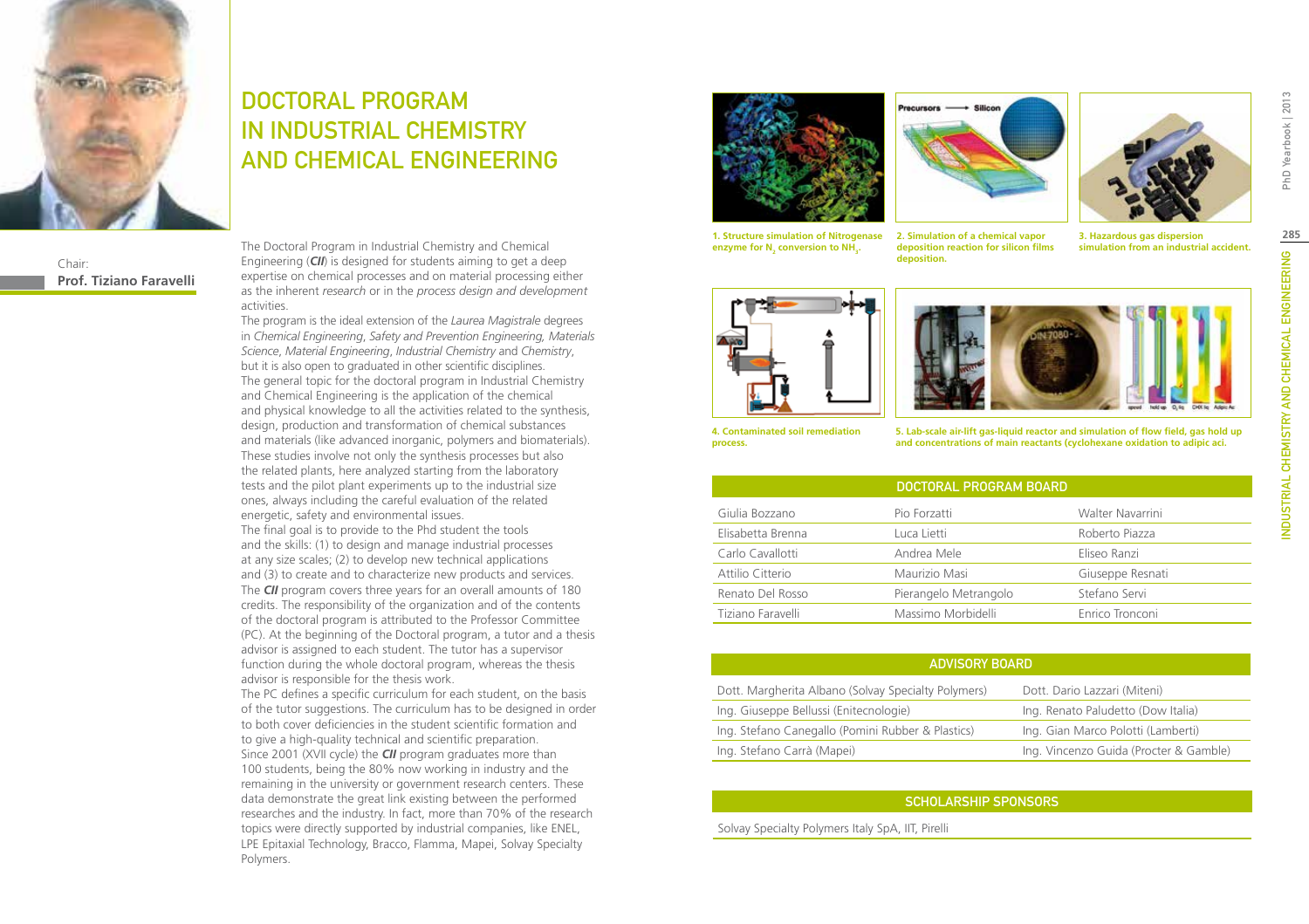# DOCTORAL PROGRAM IN INDUSTRIAL CHEMISTRY AND CHEMICAL ENGINEERING

Chair:
**Prof. Tiziano Faravelli**

The Doctoral Program in Industrial Chemistry and Chemical Engineering (***CII***) is designed for students aiming to get a deep expertise on chemical processes and on material processing either as the inherent *research* or in the *process design and development* activities.

The program is the ideal extension of the *Laurea Magistrale* degrees in *Chemical Engineering*, *Safety and Prevention Engineering*, *Materials Science*, *Material Engineering*, *Industrial Chemistry* and *Chemistry*, but it is also open to graduated in other scientific disciplines.

The general topic for the doctoral program in Industrial Chemistry and Chemical Engineering is the application of the chemical and physical knowledge to all the activities related to the synthesis, design, production and transformation of chemical substances and materials (like advanced inorganic, polymers and biomaterials). These studies involve not only the synthesis processes but also the related plants, here analyzed starting from the laboratory tests and the pilot plant experiments up to the industrial size ones, always including the careful evaluation of the related energetic, safety and environmental issues.

The final goal is to provide to the Phd student the tools and the skills: (1) to design and manage industrial processes at any size scales; (2) to develop new technical applications and (3) to create and to characterize new products and services.

The ***CII*** program covers three years for an overall amounts of 180 credits. The responsibility of the organization and of the contents of the doctoral program is attributed to the Professor Committee (PC). At the beginning of the Doctoral program, a tutor and a thesis advisor is assigned to each student. The tutor has a supervisor function during the whole doctoral program, whereas the thesis advisor is responsible for the thesis work.

The PC defines a specific curriculum for each student, on the basis of the tutor suggestions. The curriculum has to be designed in order to both cover deficiencies in the student scientific formation and to give a high-quality technical and scientific preparation.

Since 2001 (XVII cycle) the ***CII*** program graduates more than 100 students, being the 80% now working in industry and the remaining in the university or government research centers. These data demonstrate the great link existing between the performed researches and the industry. In fact, more than 70% of the research topics were directly supported by industrial companies, like ENEL, LPE Epitaxial Technology, Bracco, Flamma, Mapei, Solvay Specialty Polymers.

**1. Structure simulation of Nitrogenase enzyme for $N_2$ conversion to $NH_3$.**

**2. Simulation of a chemical vapor deposition reaction for silicon films deposition.**

**3. Hazardous gas dispersion simulation from an industrial accident.**

**4. Contaminated soil remediation process.**

**5. Lab-scale air-lift gas-liquid reactor and simulation of flow field, gas hold up and concentrations of main reactants (cyclohexane oxidation to adipic aci.**

| DOCTORAL PROGRAM BOARD | | |
|---|---|---|
| Giulia Bozzano | Pio Forzatti | Walter Navarrini |
| Elisabetta Brenna | Luca Lietti | Roberto Piazza |
| Carlo Cavallotti | Andrea Mele | Eliseo Ranzi |
| Attilio Citterio | Maurizio Masi | Giuseppe Resnati |
| Renato Del Rosso | Pierangelo Metrangolo | Stefano Servi |
| Tiziano Faravelli | Massimo Morbidelli | Enrico Tronconi |

| ADVISORY BOARD | |
|---|---|
| Dott. Margherita Albano (Solvay Specialty Polymers) | Dott. Dario Lazzari (Miteni) |
| Ing. Giuseppe Bellussi (Enitecnologie) | Ing. Renato Paludetto (Dow Italia) |
| Ing. Stefano Canegallo (Pomini Rubber & Plastics) | Ing. Gian Marco Polotti (Lamberti) |
| Ing. Stefano Carrà (Mapei) | Ing. Vincenzo Guida (Procter & Gamble) |

| SCHOLARSHIP SPONSORS |
|---|
| Solvay Specialty Polymers Italy SpA, IIT, Pirelli |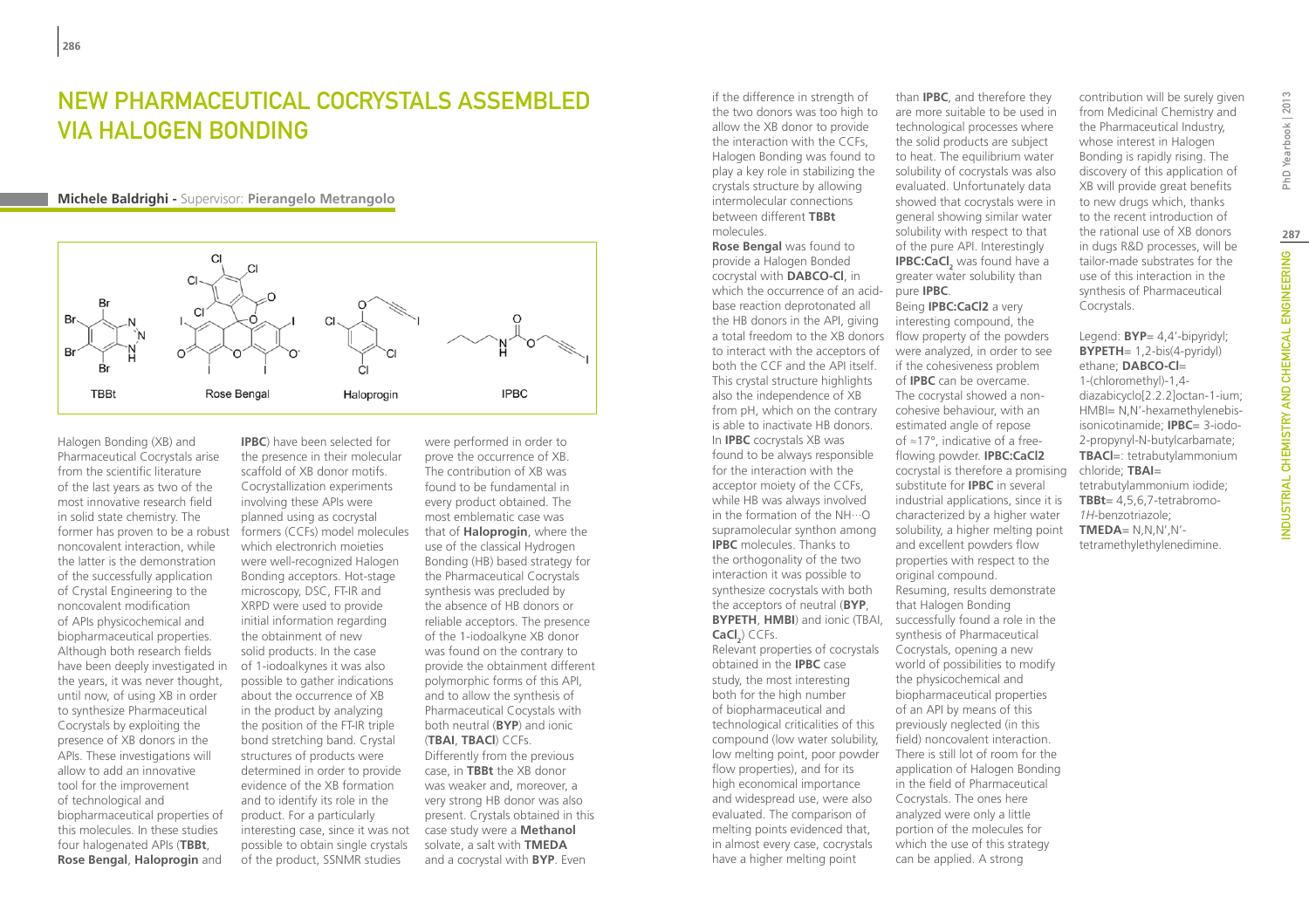# NEW PHARMACEUTICAL COCRYSTALS ASSEMBLED VIA HALOGEN BONDING

**Michele Baldrighi** - Supervisor: **Pierangelo Metrangolo**

TBBt   Rose Bengal   Haloprogin   IPBC

Halogen Bonding (XB) and Pharmaceutical Cocrystals arise from the scientific literature of the last years as two of the most innovative research field in solid state chemistry. The former has proven to be a robust noncovalent interaction, while the latter is the demonstration of the successfully application of Crystal Engineering to the noncovalent modification of APIs physicochemical and biopharmaceutical properties. Although both research fields have been deeply investigated in the years, it was never thought, until now, of using XB in order to synthesize Pharmaceutical Cocrystals by exploiting the presence of XB donors in the APIs. These investigations will allow to add an innovative tool for the improvement of technological and biopharmaceutical properties of this molecules. In these studies four halogenated APIs (**TBBt**, **Rose Bengal**, **Haloprogin** and **IPBC**) have been selected for the presence in their molecular scaffold of XB donor motifs. Cocrystallization experiments involving these APIs were planned using as cocrystal formers (CCFs) model molecules which electronrich moieties were well-recognized Halogen Bonding acceptors. Hot-stage microscopy, DSC, FT-IR and XRPD were used to provide initial information regarding the obtainment of new solid products. In the case of 1-iodoalkynes it was also possible to gather indications about the occurrence of XB in the product by analyzing the position of the FT-IR triple bond stretching band. Crystal structures of products were determined in order to provide evidence of the XB formation and to identify its role in the product. For a particularly interesting case, since it was not possible to obtain single crystals of the product, SSNMR studies were performed in order to prove the occurrence of XB. The contribution of XB was found to be fundamental in every product obtained. The most emblematic case was that of **Haloprogin**, where the use of the classical Hydrogen Bonding (HB) based strategy for the Pharmaceutical Cocrystals synthesis was precluded by the absence of HB donors or reliable acceptors. The presence of the 1-iodoalkyne XB donor was found on the contrary to provide the obtainment different polymorphic forms of this API, and to allow the synthesis of Pharmaceutical Cocrystals with both neutral (**BYP**) and ionic (**TBAI**, **TBACl**) CCFs.

Differently from the previous case, in **TBBt** the XB donor was weaker and, moreover, a very strong HB donor was also present. Crystals obtained in this case study were a **Methanol** solvate, a salt with **TMEDA** and a cocrystal with **BYP**. Even if the difference in strength of the two donors was too high to allow the XB donor to provide the interaction with the CCFs, Halogen Bonding was found to play a key role in stabilizing the crystals structure by allowing intermolecular connections between different **TBBt** molecules.

**Rose Bengal** was found to provide a Halogen Bonded cocrystal with **DABCO-Cl**, in which the occurrence of an acid-base reaction deprotonated all the HB donors in the API, giving a total freedom to the XB donors to interact with the acceptors of both the CCF and the API itself. This crystal structure highlights also the independence of XB from pH, which on the contrary is able to inactivate HB donors.

In **IPBC** cocrystals XB was found to be always responsible for the interaction with the acceptor moiety of the CCFs, while HB was always involved in the formation of the NH···O supramolecular synthon among **IPBC** molecules. Thanks to the orthogonality of the two interaction it was possible to synthesize cocrystals with both the acceptors of neutral (**BYP**, **BYPETH**, **HMBI**) and ionic (TBAI, **$CaCl_2$**) CCFs.

Relevant properties of cocrystals obtained in the **IPBC** case study, the most interesting both for the high number of biopharmaceutical and technological criticalities of this compound (low water solubility, low melting point, poor powder flow properties), and for its high economical importance and widespread use, were also evaluated. The comparison of melting points evidenced that, in almost every case, cocrystals have a higher melting point than **IPBC**, and therefore they are more suitable to be used in technological processes where the solid products are subject to heat. The equilibrium water solubility of cocrystals was also evaluated. Unfortunately data showed that cocrystals were in general showing similar water solubility with respect to that of the pure API. Interestingly **IPBC:$CaCl_2$** was found have a greater water solubility than pure **IPBC**.

Being **IPBC:CaCl2** a very interesting compound, the flow property of the powders were analyzed, in order to see if the cohesiveness problem of **IPBC** can be overcame. The cocrystal showed a non-cohesive behaviour, with an estimated angle of repose of ≈17°, indicative of a free-flowing powder. **IPBC:CaCl2** cocrystal is therefore a promising substitute for **IPBC** in several industrial applications, since it is characterized by a higher water solubility, a higher melting point and excellent powders flow properties with respect to the original compound.

Resuming, results demonstrate that Halogen Bonding successfully found a role in the synthesis of Pharmaceutical Cocrystals, opening a new world of possibilities to modify the physicochemical and biopharmaceutical properties of an API by means of this previously neglected (in this field) noncovalent interaction. There is still lot of room for the application of Halogen Bonding in the field of Pharmaceutical Cocrystals. The ones here analyzed were only a little portion of the molecules for which the use of this strategy can be applied. A strong contribution will be surely given from Medicinal Chemistry and the Pharmaceutical Industry, whose interest in Halogen Bonding is rapidly rising. The discovery of this application of XB will provide great benefits to new drugs which, thanks to the recent introduction of the rational use of XB donors in dugs R&D processes, will be tailor-made substrates for the use of this interaction in the synthesis of Pharmaceutical Cocrystals.

Legend: **BYP**= 4,4'-bipyridyl; **BYPETH**= 1,2-bis(4-pyridyl) ethane; **DABCO-Cl**= 1-(chloromethyl)-1,4-diazabicyclo[2.2.2]octan-1-ium; HMBI= N,N'-hexamethylenebis-isonicotinamide; **IPBC**= 3-iodo-2-propynyl-N-butylcarbamate; **TBACl**=: tetrabutylammonium chloride; **TBAI**= tetrabutylammonium iodide; **TBBt**= 4,5,6,7-tetrabromo-*1H*-benzotriazole; **TMEDA**= N,N,N',N'-tetramethylethylenedimine.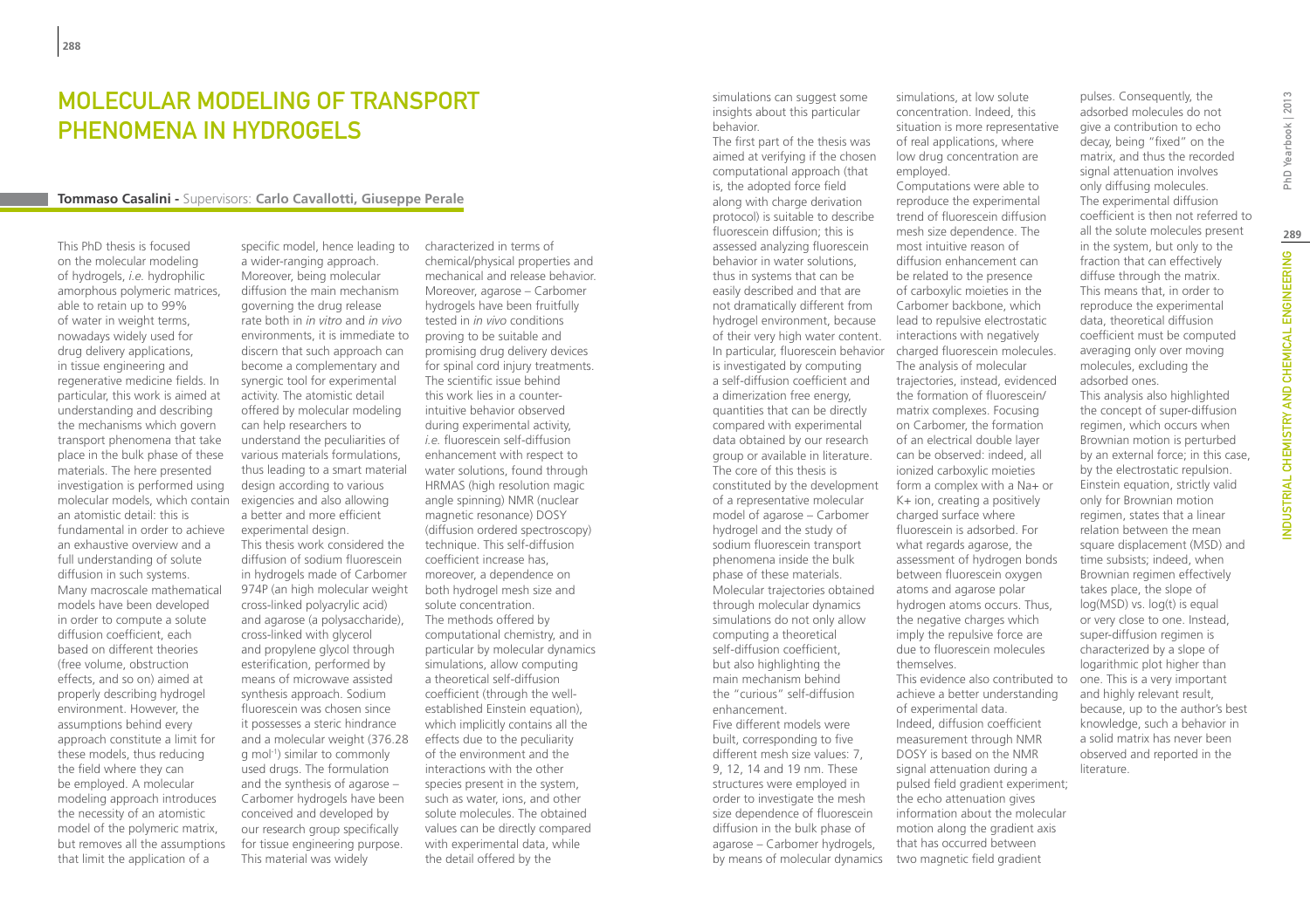# Molecular Modeling of Transport Phenomena in Hydrogels

**Tommaso Casalini** - Supervisors: **Carlo Cavallotti, Giuseppe Perale**

This PhD thesis is focused on the molecular modeling of hydrogels, *i.e.* hydrophilic amorphous polymeric matrices, able to retain up to 99% of water in weight terms, nowadays widely used for drug delivery applications, in tissue engineering and regenerative medicine fields. In particular, this work is aimed at understanding and describing the mechanisms which govern the transport phenomena that take place in the bulk phase of these materials. The here presented investigation is performed using molecular models, which contain an atomistic detail: this is fundamental in order to achieve an exhaustive overview and a full understanding of solute diffusion in such systems. Many macroscale mathematical models have been developed in order to compute a solute diffusion coefficient, each based on different theories (free volume, obstruction effects, and so on) aimed at properly describing hydrogel environment. However, the assumptions behind every approach constitute a limit for these models, thus reducing the field where they can be employed. A molecular modeling approach introduces the necessity of an atomistic model of the polymeric matrix, but removes all the assumptions that limit the application of a specific model, hence leading to a wider-ranging approach. Moreover, being molecular diffusion the main mechanism governing the drug release rate both in *in vitro* and *in vivo* environments, it is immediate to discern that such approach can become a complementary and synergic tool for experimental activity. The atomistic detail offered by molecular modeling can help researchers to understand the peculiarities of various materials formulations, thus leading to a smart material design according to various exigencies and also allowing a better and more efficient experimental design.

This thesis work considered the diffusion of sodium fluorescein in hydrogels made of Carbomer 974P (an high molecular weight cross-linked polyacrylic acid) and agarose (a polysaccharide), cross-linked with glycerol and propylene glycol through esterification, performed by means of microwave assisted synthesis approach. Sodium fluorescein was chosen since it possesses a steric hindrance and a molecular weight (376.28 g mol$^{-1}$) similar to commonly used drugs. The formulation and the synthesis of agarose – Carbomer hydrogels have been conceived and developed by our research group specifically for tissue engineering purpose. This material was widely characterized in terms of chemical/physical properties and mechanical and release behavior. Moreover, agarose – Carbomer hydrogels have been fruitfully tested in *in vivo* conditions proving to be suitable and promising drug delivery devices for spinal cord injury treatments. The scientific issue behind this work lies in a counter-intuitive behavior observed during experimental activity, *i.e.* fluorescein self-diffusion enhancement with respect to water solutions, found through HRMAS (high resolution magic angle spinning) NMR (nuclear magnetic resonance) DOSY (diffusion ordered spectroscopy) technique. This self-diffusion coefficient increase has, moreover, a dependence on both hydrogel mesh size and solute concentration.

The methods offered by computational chemistry, and in particular by molecular dynamics simulations, allow computing a theoretical self-diffusion coefficient (through the well-established Einstein equation), which implicitly contains all the effects due to the peculiarity of the environment and the interactions with the other species present in the system, such as water, ions, and other solute molecules. The obtained values can be directly compared with experimental data, while the detail offered by the simulations can suggest some insights about this particular behavior.

The first part of the thesis was aimed at verifying if the chosen computational approach (that is, the adopted force field along with charge derivation protocol) is suitable to describe fluorescein diffusion; this is assessed analyzing fluorescein behavior in water solutions, thus in systems that can be easily described and that are not dramatically different from hydrogel environment, because of their very high water content. In particular, fluorescein behavior is investigated by computing a self-diffusion coefficient and a dimerization free energy, quantities that can be directly compared with experimental data obtained by our research group or available in literature. The core of this thesis is constituted by the development of a representative molecular model of agarose – Carbomer hydrogel and the study of sodium fluorescein transport phenomena inside the bulk phase of these materials. Molecular trajectories obtained through molecular dynamics simulations do not only allow computing a theoretical self-diffusion coefficient, but also highlighting the main mechanism behind the "curious" self-diffusion enhancement.

Five different models were built, corresponding to five different mesh size values: 7, 9, 12, 14 and 19 nm. These structures were employed in order to investigate the mesh size dependence of fluorescein diffusion in the bulk phase of agarose – Carbomer hydrogels, by means of molecular dynamics simulations, at low solute concentration. Indeed, this situation is more representative of real applications, where low drug concentration are employed.

Computations were able to reproduce the experimental trend of fluorescein diffusion mesh size dependence. The most intuitive reason of diffusion enhancement can be related to the presence of carboxylic moieties in the Carbomer backbone, which lead to repulsive electrostatic interactions with negatively charged fluorescein molecules. The analysis of molecular trajectories, instead, evidenced the formation of fluorescein/matrix complexes. Focusing on Carbomer, the formation of an electrical double layer can be observed: indeed, all ionized carboxylic moieties form a complex with a $Na^{+}$ or $K^{+}$ ion, creating a positively charged surface where fluorescein is adsorbed. For what regards agarose, the assessment of hydrogen bonds between fluorescein oxygen atoms and agarose polar hydrogen atoms occurs. Thus, the negative charges which imply the repulsive force are due to fluorescein molecules themselves.

This evidence also contributed to achieve a better understanding of experimental data. Indeed, diffusion coefficient measurement through NMR DOSY is based on the NMR signal attenuation during a pulsed field gradient experiment; the echo attenuation gives information about the molecular motion along the gradient axis that has occurred between two magnetic field gradient pulses. Consequently, the adsorbed molecules do not give a contribution to echo decay, being "fixed" on the matrix, and thus the recorded signal attenuation involves only diffusing molecules. The experimental diffusion coefficient is then not referred to all the solute molecules present in the system, but only to the fraction that can effectively diffuse through the matrix. This means that, in order to reproduce the experimental data, theoretical diffusion coefficient must be computed averaging only over moving molecules, excluding the adsorbed ones.

This analysis also highlighted the concept of super-diffusion regimen, which occurs when Brownian motion is perturbed by an external force; in this case, by the electrostatic repulsion. Einstein equation, strictly valid only for Brownian motion regimen, states that a linear relation between the mean square displacement (MSD) and time subsists; indeed, when Brownian regimen effectively takes place, the slope of log(MSD) vs. log(t) is equal or very close to one. Instead, super-diffusion regimen is characterized by a slope of logarithmic plot higher than one. This is a very important and highly relevant result, because, up to the author's best knowledge, such a behavior in a solid matrix has never been observed and reported in the literature.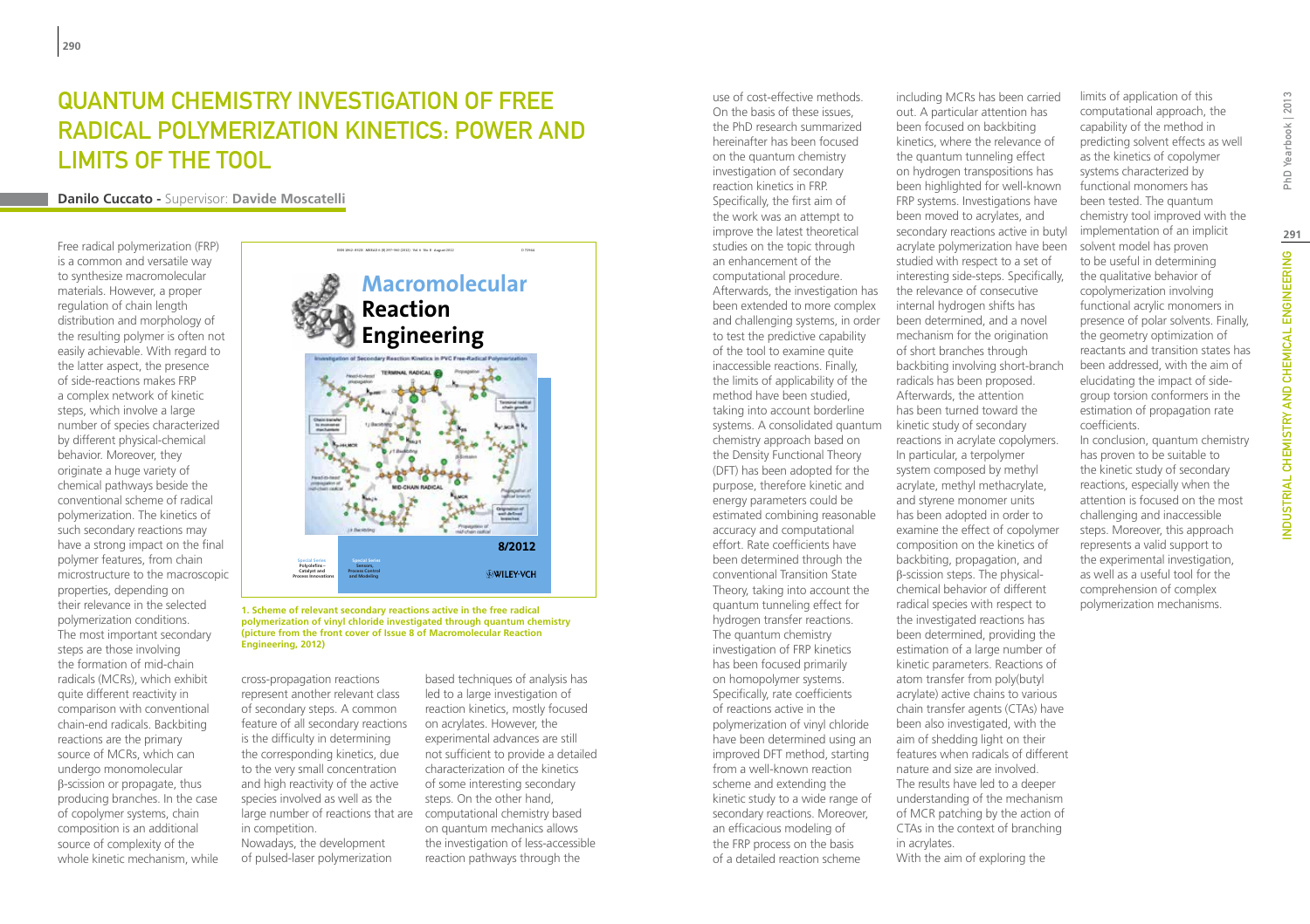# QUANTUM CHEMISTRY INVESTIGATION OF FREE RADICAL POLYMERIZATION KINETICS: POWER AND LIMITS OF THE TOOL

**Danilo Cuccato -** Supervisor: **Davide Moscatelli**

Free radical polymerization (FRP) is a common and versatile way to synthesize macromolecular materials. However, a proper regulation of chain length distribution and morphology of the resulting polymer is often not easily achievable. With regard to the latter aspect, the presence of side-reactions makes FRP a complex network of kinetic steps, which involve a large number of species characterized by different physical-chemical behavior. Moreover, they originate a huge variety of chemical pathways beside the conventional scheme of radical polymerization. The kinetics of such secondary reactions may have a strong impact on the final polymer features, from chain microstructure to the macroscopic properties, depending on their relevance in the selected polymerization conditions. The most important secondary steps are those involving the formation of mid-chain radicals (MCRs), which exhibit quite different reactivity in comparison with conventional chain-end radicals. Backbiting reactions are the primary source of MCRs, which can undergo monomolecular β-scission or propagate, thus producing branches. In the case of copolymer systems, chain composition is an additional source of complexity of the whole kinetic mechanism, while cross-propagation reactions represent another relevant class of secondary steps. A common feature of all secondary reactions is the difficulty in determining the corresponding kinetics, due to the very small concentration and high reactivity of the active species involved as well as the large number of reactions that are in competition.

Nowadays, the development of pulsed-laser polymerization based techniques of analysis has led to a large investigation of reaction kinetics, mostly focused on acrylates. However, the experimental advances are still not sufficient to provide a detailed characterization of the kinetics of some interesting secondary steps. On the other hand, computational chemistry based on quantum mechanics allows the investigation of less-accessible reaction pathways through the use of cost-effective methods. On the basis of these issues, the PhD research summarized hereinafter has been focused on the quantum chemistry investigation of secondary reaction kinetics in FRP. Specifically, the first aim of the work was an attempt to improve the latest theoretical studies on the topic through an enhancement of the computational procedure. Afterwards, the investigation has been extended to more complex and challenging systems, in order to test the predictive capability of the tool to examine quite inaccessible reactions. Finally, the limits of applicability of the method have been studied, taking into account borderline systems. A consolidated quantum chemistry approach based on the Density Functional Theory (DFT) has been adopted for the purpose, therefore kinetic and energy parameters could be estimated combining reasonable accuracy and computational effort. Rate coefficients have been determined through the conventional Transition State Theory, taking into account the quantum tunneling effect for hydrogen transfer reactions.

The quantum chemistry investigation of FRP kinetics has been focused primarily on homopolymer systems. Specifically, rate coefficients of reactions active in the polymerization of vinyl chloride have been determined using an improved DFT method, starting from a well-known reaction scheme and extending the kinetic study to a wide range of secondary reactions. Moreover, an efficacious modeling of the FRP process on the basis of a detailed reaction scheme including MCRs has been carried out. A particular attention has been focused on backbiting kinetics, where the relevance of the quantum tunneling effect on hydrogen transpositions has been highlighted for well-known FRP systems. Investigations have been moved to acrylates, and secondary reactions active in butyl acrylate polymerization have been studied with respect to a set of interesting side-steps. Specifically, the relevance of consecutive internal hydrogen shifts has been determined, and a novel mechanism for the origination of short branches through backbiting involving short-branch radicals has been proposed. Afterwards, the attention has been turned toward the kinetic study of secondary reactions in acrylate copolymers. In particular, a terpolymer system composed by methyl acrylate, methyl methacrylate, and styrene monomer units has been adopted in order to examine the effect of copolymer composition on the kinetics of backbiting, propagation, and β-scission steps. The physical-chemical behavior of different radical species with respect to the investigated reactions has been determined, providing the estimation of a large number of kinetic parameters. Reactions of atom transfer from poly(butyl acrylate) active chains to various chain transfer agents (CTAs) have been also investigated, with the aim of shedding light on their features when radicals of different nature and size are involved. The results have led to a deeper understanding of the mechanism of MCR patching by the action of CTAs in the context of branching in acrylates.

With the aim of exploring the limits of application of this computational approach, the capability of the method in predicting solvent effects as well as the kinetics of copolymer systems characterized by functional monomers has been tested. The quantum chemistry tool improved with the implementation of an implicit solvent model has proven to be useful in determining the qualitative behavior of copolymerization involving functional acrylic monomers in presence of polar solvents. Finally, the geometry optimization of reactants and transition states has been addressed, with the aim of elucidating the impact of side-group torsion conformers in the estimation of propagation rate coefficients.

In conclusion, quantum chemistry has proven to be suitable to the kinetic study of secondary reactions, especially when the attention is focused on the most challenging and inaccessible steps. Moreover, this approach represents a valid support to the experimental investigation, as well as a useful tool for the comprehension of complex polymerization mechanisms.

**1. Scheme of relevant secondary reactions active in the free radical polymerization of vinyl chloride investigated through quantum chemistry (picture from the front cover of Issue 8 of Macromolecular Reaction Engineering, 2012)**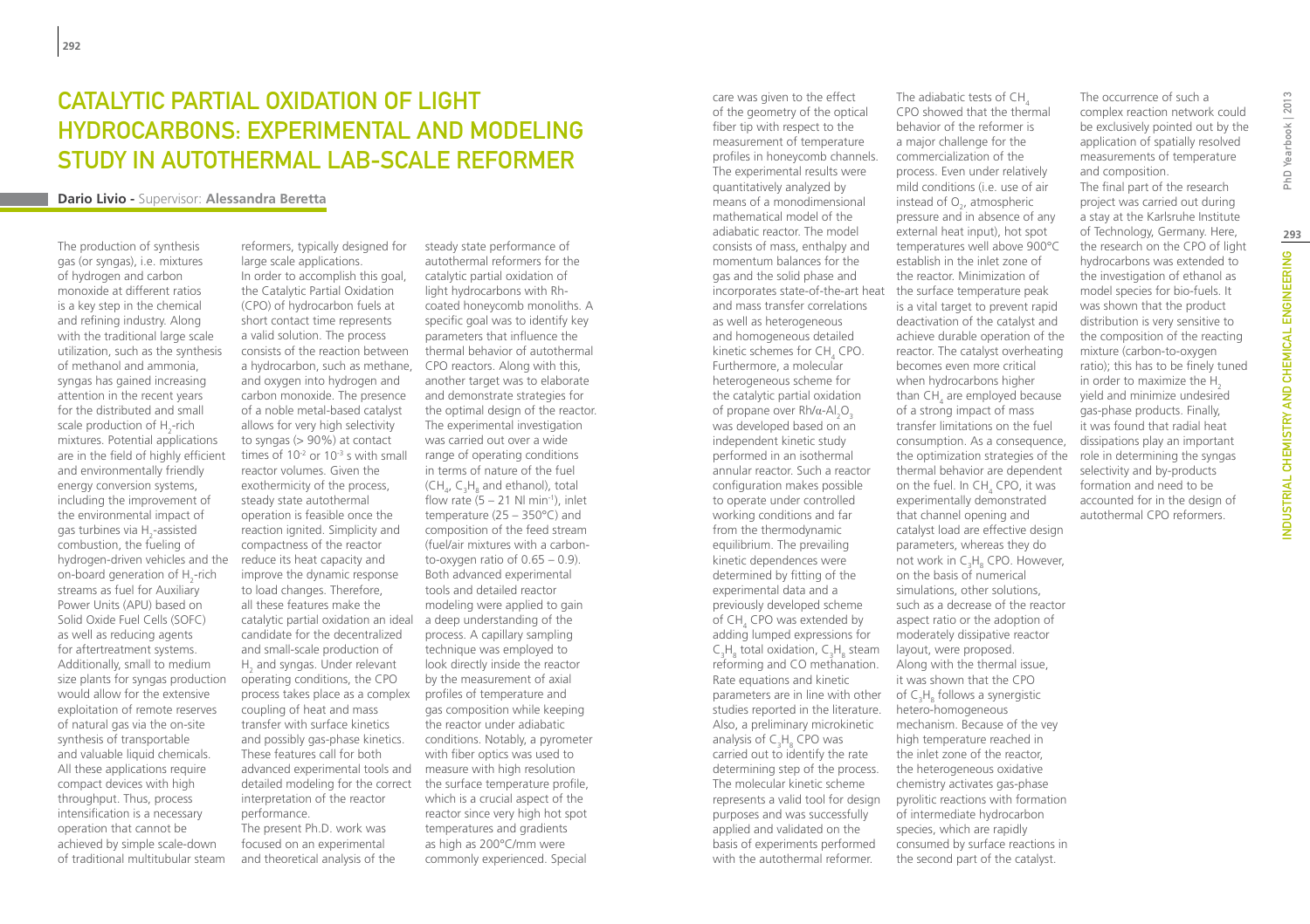# CATALYTIC PARTIAL OXIDATION OF LIGHT HYDROCARBONS: EXPERIMENTAL AND MODELING STUDY IN AUTOTHERMAL LAB-SCALE REFORMER

**Dario Livio** - Supervisor: **Alessandra Beretta**

The production of synthesis gas (or syngas), i.e. mixtures of hydrogen and carbon monoxide at different ratios is a key step in the chemical and refining industry. Along with the traditional large scale utilization, such as the synthesis of methanol and ammonia, syngas has gained increasing attention in the recent years for the distributed and small scale production of $H_2$-rich mixtures. Potential applications are in the field of highly efficient and environmentally friendly energy conversion systems, including the improvement of the environmental impact of gas turbines via $H_2$-assisted combustion, the fueling of hydrogen-driven vehicles and the on-board generation of $H_2$-rich streams as fuel for Auxiliary Power Units (APU) based on Solid Oxide Fuel Cells (SOFC) as well as reducing agents for aftertreatment systems. Additionally, small to medium size plants for syngas production would allow for the extensive exploitation of remote reserves of natural gas via the on-site synthesis of transportable and valuable liquid chemicals. All these applications require compact devices with high throughput. Thus, process intensification is a necessary operation that cannot be achieved by simple scale-down of traditional multitubular steam reformers, typically designed for large scale applications.

In order to accomplish this goal, the Catalytic Partial Oxidation (CPO) of hydrocarbon fuels at short contact time represents a valid solution. The process consists of the reaction between a hydrocarbon, such as methane, and oxygen into hydrogen and carbon monoxide. The presence of a noble metal-based catalyst allows for very high selectivity to syngas (> 90%) at contact times of $10^{-2}$ or $10^{-3}$ s with small reactor volumes. Given the exothermicity of the process, steady state autothermal operation is feasible once the reaction ignited. Simplicity and compactness of the reactor reduce its heat capacity and improve the dynamic response to load changes. Therefore, all these features make the catalytic partial oxidation an ideal candidate for the decentralized and small-scale production of $H_2$ and syngas. Under relevant operating conditions, the CPO process takes place as a complex coupling of heat and mass transfer with surface kinetics and possibly gas-phase kinetics. These features call for both advanced experimental tools and detailed modeling for the correct interpretation of the reactor performance.

The present Ph.D. work was focused on an experimental and theoretical analysis of the steady state performance of autothermal reformers for the catalytic partial oxidation of light hydrocarbons with Rh-coated honeycomb monoliths. A specific goal was to identify key parameters that influence the thermal behavior of autothermal CPO reactors. Along with this, another target was to elaborate and demonstrate strategies for the optimal design of the reactor. The experimental investigation was carried out over a wide range of operating conditions in terms of nature of the fuel ($CH_4$, $C_3H_8$ and ethanol), total flow rate (5 – 21 Nl min$^{-1}$), inlet temperature (25 – 350°C) and composition of the feed stream (fuel/air mixtures with a carbon-to-oxygen ratio of 0.65 – 0.9). Both advanced experimental tools and detailed reactor modeling were applied to gain a deep understanding of the process. A capillary sampling technique was employed to look directly inside the reactor by the measurement of axial profiles of temperature and gas composition while keeping the reactor under adiabatic conditions. Notably, a pyrometer with fiber optics was used to measure with high resolution the surface temperature profile, which is a crucial aspect of the reactor since very high hot spot temperatures and gradients as high as 200°C/mm were commonly experienced. Special care was given to the effect of the geometry of the optical fiber tip with respect to the measurement of temperature profiles in honeycomb channels. The experimental results were quantitatively analyzed by means of a monodimensional mathematical model of the adiabatic reactor. The model consists of mass, enthalpy and momentum balances for the gas and the solid phase and incorporates state-of-the-art heat and mass transfer correlations as well as heterogeneous and homogeneous detailed kinetic schemes for $CH_4$ CPO. Furthermore, a molecular heterogeneous scheme for the catalytic partial oxidation of propane over Rh/α-$Al_2O_3$ was developed based on an independent kinetic study performed in an isothermal annular reactor. Such a reactor configuration makes possible to operate under controlled working conditions and far from the thermodynamic equilibrium. The prevailing kinetic dependences were determined by fitting of the experimental data and a previously developed scheme of $CH_4$ CPO was extended by adding lumped expressions for $C_3H_8$ total oxidation, $C_3H_8$ steam reforming and CO methanation. Rate equations and kinetic parameters are in line with other studies reported in the literature. Also, a preliminary microkinetic analysis of $C_3H_8$ CPO was carried out to identify the rate determining step of the process. The molecular kinetic scheme represents a valid tool for design purposes and was successfully applied and validated on the basis of experiments performed with the autothermal reformer.

The adiabatic tests of $CH_4$ CPO showed that the thermal behavior of the reformer is a major challenge for the commercialization of the process. Even under relatively mild conditions (i.e. use of air instead of $O_2$, atmospheric pressure and in absence of any external heat input), hot spot temperatures well above 900°C establish in the inlet zone of the reactor. Minimization of the surface temperature peak is a vital target to prevent rapid deactivation of the catalyst and achieve durable operation of the reactor. The catalyst overheating becomes even more critical when hydrocarbons higher than $CH_4$ are employed because of a strong impact of mass transfer limitations on the fuel consumption. As a consequence, the optimization strategies of the thermal behavior are dependent on the fuel. In $CH_4$ CPO, it was experimentally demonstrated that channel opening and catalyst load are effective design parameters, whereas they do not work in $C_3H_8$ CPO. However, on the basis of numerical simulations, other solutions, such as a decrease of the reactor aspect ratio or the adoption of moderately dissipative reactor layout, were proposed. Along with the thermal issue, it was shown that the CPO of $C_3H_8$ follows a synergistic hetero-homogeneous mechanism. Because of the vey high temperature reached in the inlet zone of the reactor, the heterogeneous oxidative chemistry activates gas-phase pyrolitic reactions with formation of intermediate hydrocarbon species, which are rapidly consumed by surface reactions in the second part of the catalyst.

The occurrence of such a complex reaction network could be exclusively pointed out by the application of spatially resolved measurements of temperature and composition.

The final part of the research project was carried out during a stay at the Karlsruhe Institute of Technology, Germany. Here, the research on the CPO of light hydrocarbons was extended to the investigation of ethanol as model species for bio-fuels. It was shown that the product distribution is very sensitive to the composition of the reacting mixture (carbon-to-oxygen ratio); this has to be finely tuned in order to maximize the $H_2$ yield and minimize undesired gas-phase products. Finally, it was found that radial heat dissipations play an important role in determining the syngas selectivity and by-products formation and need to be accounted for in the design of autothermal CPO reformers.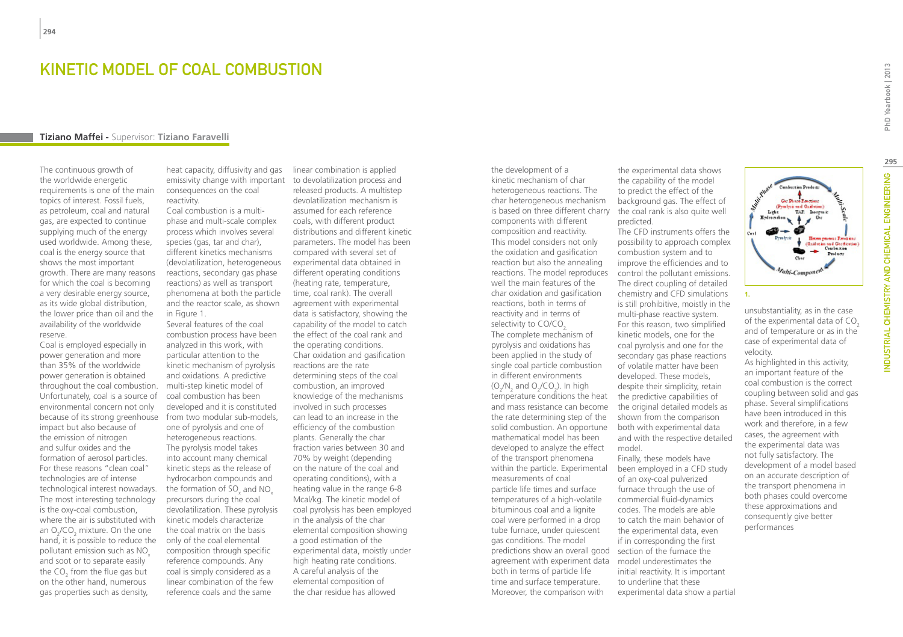# KINETIC MODEL OF COAL COMBUSTION

**Tiziano Maffei** - Supervisor: **Tiziano Faravelli**

The continuous growth of the worldwide energetic requirements is one of the main topics of interest. Fossil fuels, as petroleum, coal and natural gas, are expected to continue supplying much of the energy used worldwide. Among these, coal is the energy source that shows the most important growth. There are many reasons for which the coal is becoming a very desirable energy source, as its wide global distribution, the lower price than oil and the availability of the worldwide reserve.

Coal is employed especially in power generation and more than 35% of the worldwide power generation is obtained throughout the coal combustion. Unfortunately, coal is a source of environmental concern not only because of its strong greenhouse impact but also because of the emission of nitrogen and sulfur oxides and the formation of aerosol particles. For these reasons "clean coal" technologies are of intense technological interest nowadays. The most interesting technology is the oxy-coal combustion, where the air is substituted with an $O_2/CO_2$ mixture. On the one hand, it is possible to reduce the pollutant emission such as $NO_x$ and soot or to separate easily the $CO_2$ from the flue gas but on the other hand, numerous gas properties such as density, heat capacity, diffusivity and gas emissivity change with important consequences on the coal reactivity.

Coal combustion is a multi-phase and multi-scale complex process which involves several species (gas, tar and char), different kinetics mechanisms (devolatilization, heterogeneous reactions, secondary gas phase reactions) as well as transport phenomena at both the particle and the reactor scale, as shown in Figure 1.

Several features of the coal combustion process have been analyzed in this work, with particular attention to the kinetic mechanism of pyrolysis and oxidations. A predictive multi-step kinetic model of coal combustion has been developed and it is constituted from two modular sub-models, one of pyrolysis and one of heterogeneous reactions.

The pyrolysis model takes into account many chemical kinetic steps as the release of hydrocarbon compounds and the formation of $SO_x$ and $NO_x$ precursors during the coal devolatilization. These pyrolysis kinetic models characterize the coal matrix on the basis only of the coal elemental composition through specific reference compounds. Any coal is simply considered as a linear combination of the few reference coals and the same linear combination is applied to devolatilization process and released products. A multistep devolatilization mechanism is assumed for each reference coals, with different product distributions and different kinetic parameters. The model has been compared with several set of experimental data obtained in different operating conditions (heating rate, temperature, time, coal rank). The overall agreement with experimental data is satisfactory, showing the capability of the model to catch the effect of the coal rank and the operating conditions.

Char oxidation and gasification reactions are the rate determining steps of the coal combustion, an improved knowledge of the mechanisms involved in such processes can lead to an increase in the efficiency of the combustion plants. Generally the char fraction varies between 30 and 70% by weight (depending on the nature of the coal and operating conditions), with a heating value in the range 6-8 Mcal/kg. The kinetic model of coal pyrolysis has been employed in the analysis of the char elemental composition showing a good estimation of the experimental data, moistly under high heating rate conditions. A careful analysis of the elemental composition of the char residue has allowed the development of a kinetic mechanism of char heterogeneous reactions. The char heterogeneous mechanism is based on three different charry components with different composition and reactivity. This model considers not only the oxidation and gasification reaction but also the annealing reactions. The model reproduces well the main features of the char oxidation and gasification reactions, both in terms of reactivity and in terms of selectivity to $CO/CO_2$.

The complete mechanism of pyrolysis and oxidations has been applied in the study of single coal particle combustion in different environments ($O_2/N_2$ and $O_2/CO_2$). In high temperature conditions the heat and mass resistance can become the rate determining step of the solid combustion. An opportune mathematical model has been developed to analyze the effect of the transport phenomena within the particle. Experimental measurements of coal particle life times and surface temperatures of a high-volatile bituminous coal and a lignite coal were performed in a drop tube furnace, under quiescent gas conditions. The model predictions show an overall good agreement with experiment data both in terms of particle life time and surface temperature. Moreover, the comparison with the experimental data shows the capability of the model to predict the effect of the background gas. The effect of the coal rank is also quite well predicted.

The CFD instruments offers the possibility to approach complex combustion system and to improve the efficiencies and to control the pollutant emissions. The direct coupling of detailed chemistry and CFD simulations is still prohibitive, moistly in the multi-phase reactive system. For this reason, two simplified kinetic models, one for the coal pyrolysis and one for the secondary gas phase reactions of volatile matter have been developed. These models, despite their simplicity, retain the predictive capabilities of the original detailed models as shown from the comparison both with experimental data and with the respective detailed model.

Finally, these models have been employed in a CFD study of an oxy-coal pulverized furnace through the use of commercial fluid-dynamics codes. The models are able to catch the main behavior of the experimental data, even if in corresponding the first section of the furnace the model underestimates the initial reactivity. It is important to underline that these experimental data show a partial unsubstantiality, as in the case of the experimental data of $CO_2$ and of temperature or as in the case of experimental data of velocity.

As highlighted in this activity, an important feature of the coal combustion is the correct coupling between solid and gas phase. Several simplifications have been introduced in this work and therefore, in a few cases, the agreement with the experimental data was not fully satisfactory. The development of a model based on an accurate description of the transport phenomena in both phases could overcome these approximations and consequently give better performances

1.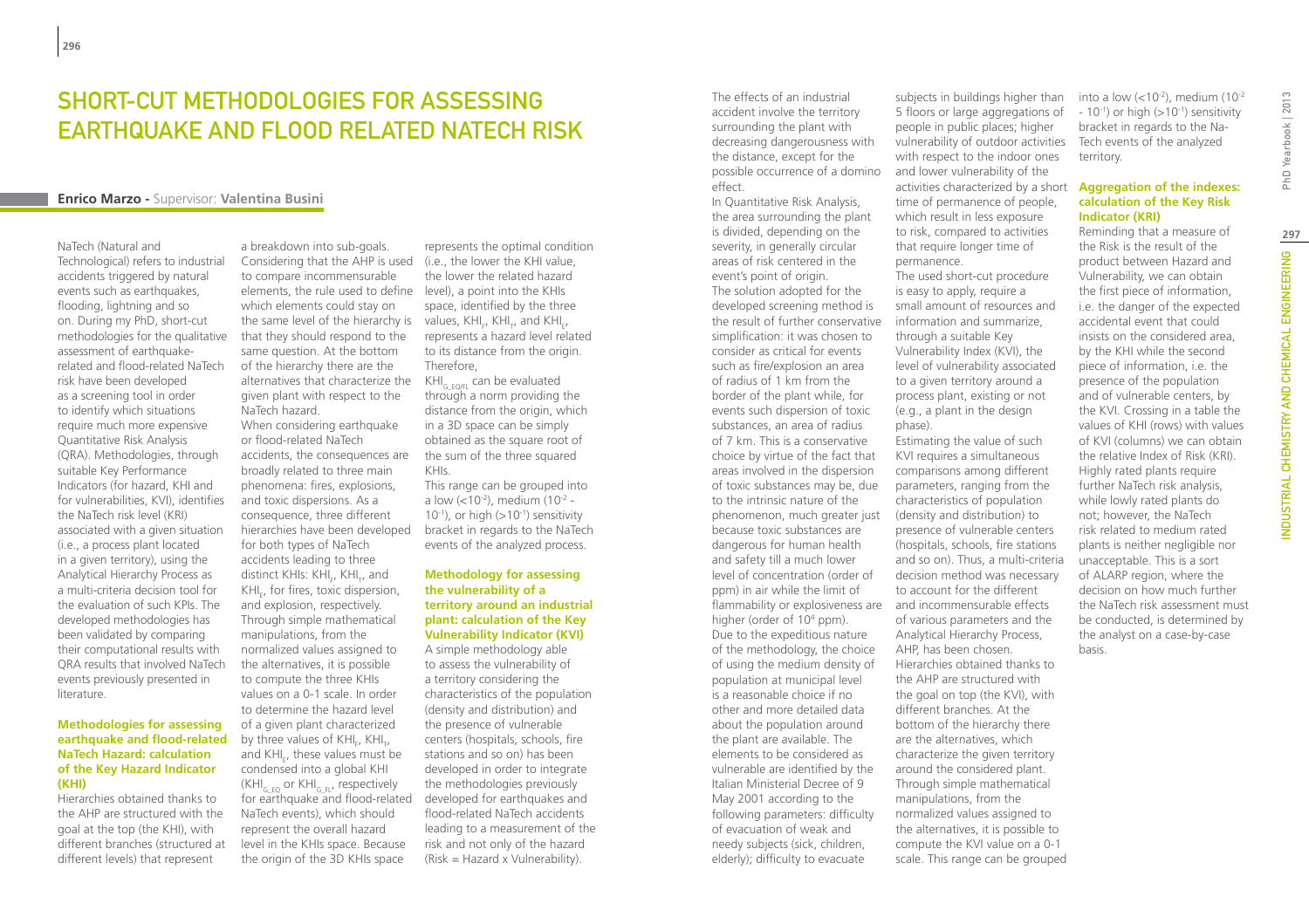# Short-cut Methodologies for Assessing Earthquake and Flood Related NaTech Risk

**Enrico Marzo** - Supervisor: **Valentina Busini**

NaTech (Natural and Technological) refers to industrial accidents triggered by natural events such as earthquakes, flooding, lightning and so on. During my PhD, short-cut methodologies for the qualitative assessment of earthquake-related and flood-related NaTech risk have been developed as a screening tool in order to identify which situations require much more expensive Quantitative Risk Analysis (QRA). Methodologies, through suitable Key Performance Indicators (for hazard, KHI and for vulnerabilities, KVI), identifies the NaTech risk level (KRI) associated with a given situation (i.e., a process plant located in a given territory), using the Analytical Hierarchy Process as a multi-criteria decision tool for the evaluation of such KPIs. The developed methodologies has been validated by comparing their computational results with QRA results that involved NaTech events previously presented in literature.

### Methodologies for assessing earthquake and flood-related NaTech Hazard: calculation of the Key Hazard Indicator (KHI)

Hierarchies obtained thanks to the AHP are structured with the goal at the top (the KHI), with different branches (structured at different levels) that represent a breakdown into sub-goals. Considering that the AHP is used to compare incommensurable elements, the rule used to define which elements could stay on the same level of the hierarchy is that they should respond to the same question. At the bottom of the hierarchy there are the alternatives that characterize the given plant with respect to the NaTech hazard.

When considering earthquake or flood-related NaTech accidents, the consequences are broadly related to three main phenomena: fires, explosions, and toxic dispersions. As a consequence, three different hierarchies have been developed for both types of NaTech accidents leading to three distinct KHIs: $KHI_F$, $KHI_T$, and $KHI_E$, for fires, toxic dispersion, and explosion, respectively. Through simple mathematical manipulations, from the normalized values assigned to the alternatives, it is possible to compute the three KHIs values on a 0-1 scale. In order to determine the hazard level of a given plant characterized by three values of $KHI_F$, $KHI_T$, and $KHI_E$, these values must be condensed into a global KHI ($KHI_{G\_EQ}$ or $KHI_{G\_FL}$, respectively for earthquake and flood-related NaTech events), which should represent the overall hazard level in the KHIs space. Because the origin of the 3D KHIs space represents the optimal condition (i.e., the lower the KHI value, the lower the related hazard level), a point into the KHIs space, identified by the three values, $KHI_F$, $KHI_T$, and $KHI_E$, represents a hazard level related to its distance from the origin. Therefore, $KHI_{G\_EQ/FL}$ can be evaluated through a norm providing the distance from the origin, which in a 3D space can be simply obtained as the square root of the sum of the three squared KHIs.

This range can be grouped into a low ($<10^{-2}$), medium ($10^{-2}$ - $10^{-1}$), or high ($>10^{-1}$) sensitivity bracket in regards to the NaTech events of the analyzed process.

### Methodology for assessing the vulnerability of a territory around an industrial plant: calculation of the Key Vulnerability Indicator (KVI)

A simple methodology able to assess the vulnerability of a territory considering the characteristics of the population (density and distribution) and the presence of vulnerable centers (hospitals, schools, fire stations and so on) has been developed in order to integrate the methodologies previously developed for earthquakes and flood-related NaTech accidents leading to a measurement of the risk and not only of the hazard (Risk = Hazard x Vulnerability).

The effects of an industrial accident involve the territory surrounding the plant with decreasing dangerousness with the distance, except for the possible occurrence of a domino effect.

In Quantitative Risk Analysis, the area surrounding the plant is divided, depending on the severity, in generally circular areas of risk centered in the event's point of origin.

The solution adopted for the developed screening method is the result of further conservative simplification: it was chosen to consider as critical for events such as fire/explosion an area of radius of 1 km from the border of the plant while, for events such dispersion of toxic substances, an area of radius of 7 km. This is a conservative choice by virtue of the fact that areas involved in the dispersion of toxic substances may be, due to the intrinsic nature of the phenomenon, much greater just because toxic substances are dangerous for human health and safety till a much lower level of concentration (order of ppm) in air while the limit of flammability or explosiveness are higher (order of $10^4$ ppm).

Due to the expeditious nature of the methodology, the choice of using the medium density of population at municipal level is a reasonable choice if no other and more detailed data about the population around the plant are available. The elements to be considered as vulnerable are identified by the Italian Ministerial Decree of 9 May 2001 according to the following parameters: difficulty of evacuation of weak and needy subjects (sick, children, elderly); difficulty to evacuate subjects in buildings higher than 5 floors or large aggregations of people in public places; higher vulnerability of outdoor activities with respect to the indoor ones and lower vulnerability of the activities characterized by a short time of permanence of people, which result in less exposure to risk, compared to activities that require longer time of permanence.

The used short-cut procedure is easy to apply, require a small amount of resources and information and summarize, through a suitable Key Vulnerability Index (KVI), the level of vulnerability associated to a given territory around a process plant, existing or not (e.g., a plant in the design phase).

Estimating the value of such KVI requires a simultaneous comparisons among different parameters, ranging from the characteristics of population (density and distribution) to presence of vulnerable centers (hospitals, schools, fire stations and so on). Thus, a multi-criteria decision method was necessary to account for the different and incommensurable effects of various parameters and the Analytical Hierarchy Process, AHP, has been chosen.

Hierarchies obtained thanks to the AHP are structured with the goal on top (the KVI), with different branches. At the bottom of the hierarchy there are the alternatives, which characterize the given territory around the considered plant. Through simple mathematical manipulations, from the normalized values assigned to the alternatives, it is possible to compute the KVI value on a 0-1 scale. This range can be grouped into a low ($<10^{-2}$), medium ($10^{-2}$ - $10^{-1}$) or high ($>10^{-1}$) sensitivity bracket in regards to the NaTech events of the analyzed territory.

### Aggregation of the indexes: calculation of the Key Risk Indicator (KRI)

Reminding that a measure of the Risk is the result of the product between Hazard and Vulnerability, we can obtain the first piece of information, i.e. the danger of the expected accidental event that could insists on the considered area, by the KHI while the second piece of information, i.e. the presence of the population and of vulnerable centers, by the KVI. Crossing in a table the values of KHI (rows) with values of KVI (columns) we can obtain the relative Index of Risk (KRI). Highly rated plants require further NaTech risk analysis, while lowly rated plants do not; however, the NaTech risk related to medium rated plants is neither negligible nor unacceptable. This is a sort of ALARP region, where the decision on how much further the NaTech risk assessment must be conducted, is determined by the analyst on a case-by-case basis.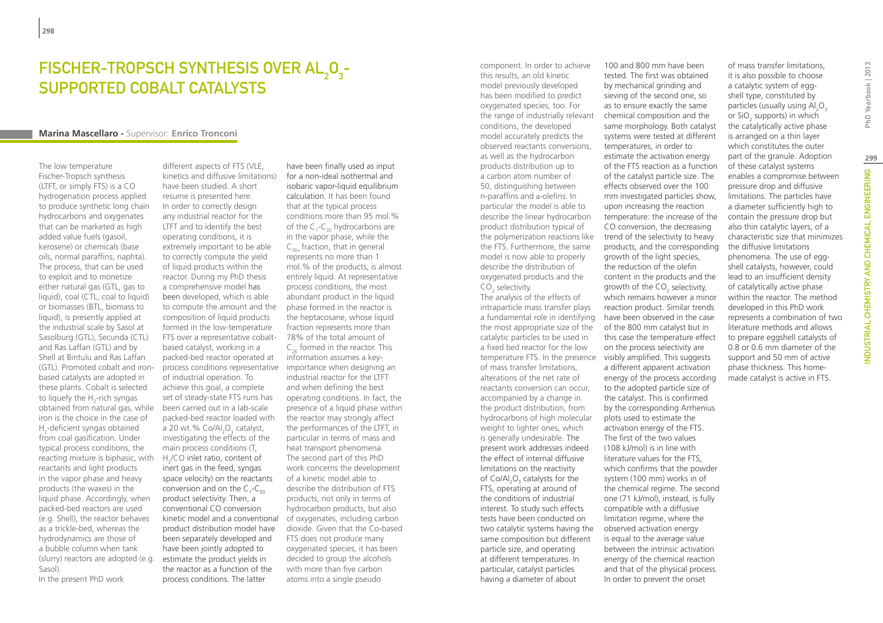# Fischer-Tropsch Synthesis over $Al_2O_3$-Supported Cobalt Catalysts

**Marina Mascellaro -** Supervisor: **Enrico Tronconi**

The low temperature Fischer-Tropsch synthesis (LTFT, or simply FTS) is a CO hydrogenation process applied to produce synthetic long chain hydrocarbons and oxygenates that can be marketed as high added value fuels (gasoil, kerosene) or chemicals (base oils, normal paraffins, naphta). The process, that can be used to exploit and to monetize either natural gas (GTL, gas to liquid), coal (CTL, coal to liquid) or biomasses (BTL, biomass to liquid), is presently applied at the industrial scale by Sasol at Sasolburg (GTL), Secunda (CTL) and Ras Laffan (GTL) and by Shell at Bintulu and Ras Laffan (GTL). Promoted cobalt and iron-based catalysts are adopted in these plants. Cobalt is selected to liquefy the $H_2$-rich syngas obtained from natural gas, while iron is the choice in the case of $H_2$-deficient syngas obtained from coal gasification. Under typical process conditions, the reacting mixture is biphasic, with reactants and light products in the vapor phase and heavy products (the waxes) in the liquid phase. Accordingly, when packed-bed reactors are used (e.g. Shell), the reactor behaves as a trickle-bed, whereas the hydrodynamics are those of a bubble column when tank (slurry) reactors are adopted (e.g. Sasol).

In the present PhD work different aspects of FTS (VLE, kinetics and diffusive limitations) have been studied. A short resume is presented here.

In order to correctly design any industrial reactor for the LTFT and to identify the best operating conditions, it is extremely important to be able to correctly compute the yield of liquid products within the reactor. During my PhD thesis a comprehensive model has been developed, which is able to compute the amount and the composition of liquid products formed in the low-temperature FTS over a representative cobalt-based catalyst, working in a packed-bed reactor operated at process conditions representative of industrial operation. To achieve this goal, a complete set of steady-state FTS runs has been carried out in a lab-scale packed-bed reactor loaded with a 20 wt.% $Co/Al_2O_3$ catalyst, investigating the effects of the main process conditions (T, $H_2$/CO inlet ratio, content of inert gas in the feed, syngas space velocity) on the reactants conversion and on the $C_1$-$C_{50}$ product selectivity. Then, a conventional CO conversion kinetic model and a conventional product distribution model have been separately developed and have been jointly adopted to estimate the product yields in the reactor as a function of the process conditions. The latter have been finally used as input for a non-ideal isothermal and isobaric vapor-liquid equilibrium calculation. It has been found that at the typical process conditions more than 95 mol.% of the $C_1$-$C_{30}$ hydrocarbons are in the vapor phase, while the $C_{30+}$ fraction, that in general represents no more than 1 mol.% of the products, is almost entirely liquid. At representative process conditions, the most abundant product in the liquid phase formed in the reactor is the heptacosane, whose liquid fraction represents more than 78% of the total amount of $C_{26}$ formed in the reactor. This information assumes a key-importance when designing an industrial reactor for the LTFT and when defining the best operating conditions. In fact, the presence of a liquid phase within the reactor may strongly affect the performances of the LTFT, in particular in terms of mass and heat transport phenomena.

The second part of this PhD work concerns the development of a kinetic model able to describe the distribution of FTS products, not only in terms of hydrocarbon products, but also of oxygenates, including carbon dioxide. Given that the Co-based FTS does not produce many oxygenated species, it has been decided to group the alcohols with more than five carbon atoms into a single pseudo component. In order to achieve this results, an old kinetic model previously developed has been modified to predict oxygenated species, too. For the range of industrially relevant conditions, the developed model accurately predicts the observed reactants conversions, as well as the hydrocarbon products distribution up to a carbon atom number of 50, distinguishing between n-paraffins and a-olefins. In particular the model is able to describe the linear hydrocarbon product distribution typical of the polymerization reactions like the FTS. Furthermore, the same model is now able to properly describe the distribution of oxygenated products and the $CO_2$ selectivity.

The analysis of the effects of intraparticle mass transfer plays a fundamental role in identifying the most appropriate size of the catalytic particles to be used in a fixed bed reactor for the low temperature FTS. In the presence of mass transfer limitations, alterations of the net rate of reactants conversion can occur, accompanied by a change in the product distribution, from hydrocarbons of high molecular weight to lighter ones, which is generally undesirable. The present work addresses indeed the effect of internal diffusive limitations on the reactivity of $Co/Al_2O_3$ catalysts for the FTS, operating at around of the conditions of industrial interest. To study such effects tests have been conducted on two catalytic systems having the same composition but different particle size, and operating at different temperatures. In particular, catalyst particles having a diameter of about 100 and 800 mm have been tested. The first was obtained by mechanical grinding and sieving of the second one, so as to ensure exactly the same chemical composition and the same morphology. Both catalyst systems were tested at different temperatures, in order to estimate the activation energy of the FTS reaction as a function of the catalyst particle size. The effects observed over the 100 mm investigated particles show, upon increasing the reaction temperature: the increase of the CO conversion, the decreasing trend of the selectivity to heavy products, and the corresponding growth of the light species, the reduction of the olefin content in the products and the growth of the $CO_2$ selectivity, which remains however a minor reaction product. Similar trends have been observed in the case of the 800 mm catalyst but in this case the temperature effect on the process selectivity are visibly amplified. This suggests a different apparent activation energy of the process according to the adopted particle size of the catalyst. This is confirmed by the corresponding Arrhenius plots used to estimate the activation energy of the FTS. The first of the two values (108 kJ/mol) is in line with literature values for the FTS, which confirms that the powder system (100 mm) works in of the chemical regime. The second one (71 kJ/mol), instead, is fully compatible with a diffusive limitation regime, where the observed activation energy is equal to the average value between the intrinsic activation energy of the chemical reaction and that of the physical process. In order to prevent the onset of mass transfer limitations, it is also possible to choose a catalytic system of egg-shell type, constituted by particles (usually using $Al_2O_3$ or $SiO_2$ supports) in which the catalytically active phase is arranged on a thin layer which constitutes the outer part of the granule. Adoption of these catalyst systems enables a compromise between pressure drop and diffusive limitations. The particles have a diameter sufficiently high to contain the pressure drop but also thin catalytic layers, of a characteristic size that minimizes the diffusive limitations phenomena. The use of egg-shell catalysts, however, could lead to an insufficient density of catalytically active phase within the reactor. The method developed in this PhD work represents a combination of two literature methods and allows to prepare eggshell catalysts of 0.8 or 0.6 mm diameter of the support and 50 mm of active phase thickness. This home-made catalyst is active in FTS.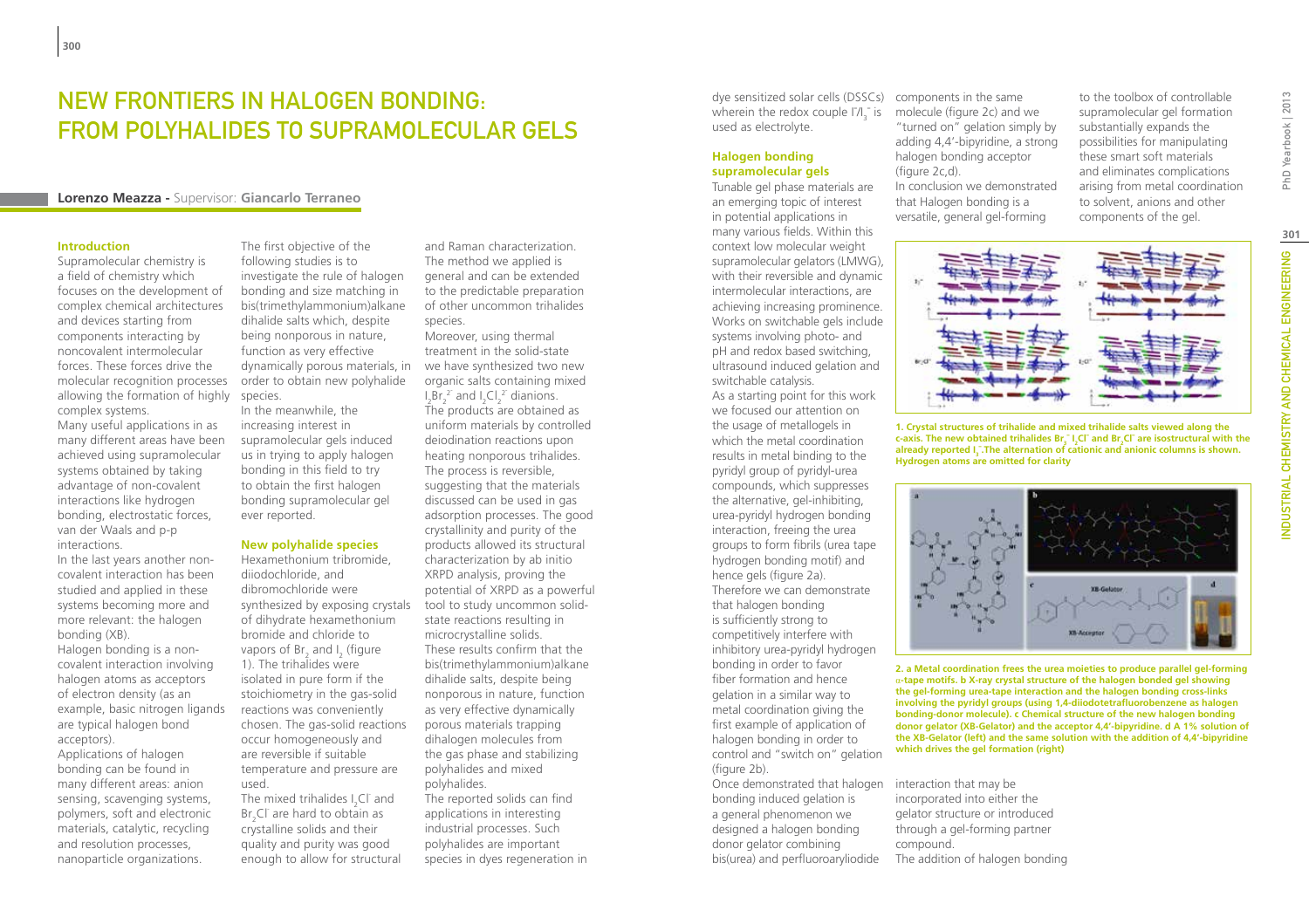# New Frontiers in Halogen Bonding: From Polyhalides to Supramolecular Gels

**Lorenzo Meazza** - Supervisor: **Giancarlo Terraneo**

## Introduction

Supramolecular chemistry is a field of chemistry which focuses on the development of complex chemical architectures and devices starting from components interacting by noncovalent intermolecular forces. These forces drive the molecular recognition processes allowing the formation of highly complex systems.

Many useful applications in as many different areas have been achieved using supramolecular systems obtained by taking advantage of non-covalent interactions like hydrogen bonding, electrostatic forces, van der Waals and p-p interactions.

In the last years another non-covalent interaction has been studied and applied in these systems becoming more and more relevant: the halogen bonding (XB).

Halogen bonding is a non-covalent interaction involving halogen atoms as acceptors of electron density (as an example, basic nitrogen ligands are typical halogen bond acceptors).

Applications of halogen bonding can be found in many different areas: anion sensing, scavenging systems, polymers, soft and electronic materials, catalytic, recycling and resolution processes, nanoparticle organizations.

The first objective of the following studies is to investigate the rule of halogen bonding and size matching in bis(trimethylammonium)alkane dihalide salts which, despite being nonporous in nature, function as very effective dynamically porous materials, in order to obtain new polyhalide species.

In the meanwhile, the increasing interest in supramolecular gels induced us in trying to apply halogen bonding in this field to try to obtain the first halogen bonding supramolecular gel ever reported.

## New polyhalide species

Hexamethonium tribromide, diiodochloride, and dibromochloride were synthesized by exposing crystals of dihydrate hexamethonium bromide and chloride to vapors of $Br_2$ and $I_2$ (figure 1). The trihalides were isolated in pure form if the stoichiometry in the gas-solid reactions was conveniently chosen. The gas-solid reactions occur homogeneously and are reversible if suitable temperature and pressure are used.

The mixed trihalides $I_2Cl^-$ and $Br_2Cl^-$ are hard to obtain as crystalline solids and their quality and purity was good enough to allow for structural and Raman characterization. The method we applied is general and can be extended to the predictable preparation of other uncommon trihalides species.

Moreover, using thermal treatment in the solid-state we have synthesized two new organic salts containing mixed $I_2Br_2^{2-}$ and $I_2Cl_2^{2-}$ dianions. The products are obtained as uniform materials by controlled deiodination reactions upon heating nonporous trihalides. The process is reversible, suggesting that the materials discussed can be used in gas adsorption processes. The good crystallinity and purity of the products allowed its structural characterization by ab initio XRPD analysis, proving the potential of XRPD as a powerful tool to study uncommon solid-state reactions resulting in microcrystalline solids.

These results confirm that the bis(trimethylammonium)alkane dihalide salts, despite being nonporous in nature, function as very effective dynamically porous materials trapping dihalogen molecules from the gas phase and stabilizing polyhalides and mixed polyhalides.

The reported solids can find applications in interesting industrial processes. Such polyhalides are important species in dyes regeneration in dye sensitized solar cells (DSSCs) wherein the redox couple $I^-/I_3^-$ is used as electrolyte.

## Halogen bonding supramolecular gels

Tunable gel phase materials are an emerging topic of interest in potential applications in many various fields. Within this context low molecular weight supramolecular gelators (LMWG), with their reversible and dynamic intermolecular interactions, are achieving increasing prominence. Works on switchable gels include systems involving photo- and pH and redox based switching, ultrasound induced gelation and switchable catalysis.

As a starting point for this work we focused our attention on the usage of metallogels in which the metal coordination results in metal binding to the pyridyl group of pyridyl-urea compounds, which suppresses the alternative, gel-inhibiting, urea-pyridyl hydrogen bonding interaction, freeing the urea groups to form fibrils (urea tape hydrogen bonding motif) and hence gels (figure 2a).

Therefore we can demonstrate that halogen bonding is sufficiently strong to competitively interfere with inhibitory urea-pyridyl hydrogen bonding in order to favor fiber formation and hence gelation in a similar way to metal coordination giving the first example of application of halogen bonding in order to control and "switch on" gelation (figure 2b).

Once demonstrated that halogen bonding induced gelation is a general phenomenon we designed a halogen bonding donor gelator combining bis(urea) and perfluoroaryliodide components in the same molecule (figure 2c) and we "turned on" gelation simply by adding 4,4'-bipyridine, a strong halogen bonding acceptor (figure 2c,d).

In conclusion we demonstrated that Halogen bonding is a versatile, general gel-forming interaction that may be incorporated into either the gelator structure or introduced through a gel-forming partner compound.

The addition of halogen bonding to the toolbox of controllable supramolecular gel formation substantially expands the possibilities for manipulating these smart soft materials and eliminates complications arising from metal coordination to solvent, anions and other components of the gel.

**1. Crystal structures of trihalide and mixed trihalide salts viewed along the c-axis. The new obtained trihalides $Br_3^-$, $I_2Cl^-$ and $Br_2Cl^-$ are isostructural with the already reported $I_3^-$. The alternation of cationic and anionic columns is shown. Hydrogen atoms are omitted for clarity**

**2. a Metal coordination frees the urea moieties to produce parallel gel-forming α-tape motifs. b X-ray crystal structure of the halogen bonded gel showing the gel-forming urea-tape interaction and the halogen bonding cross-links involving the pyridyl groups (using 1,4-diiodotetrafluorobenzene as halogen bonding-donor molecule). c Chemical structure of the new halogen bonding donor gelator (XB-Gelator) and the acceptor 4,4'-bipyridine. d A 1% solution of the XB-Gelator (left) and the same solution with the addition of 4,4'-bipyridine which drives the gel formation (right)**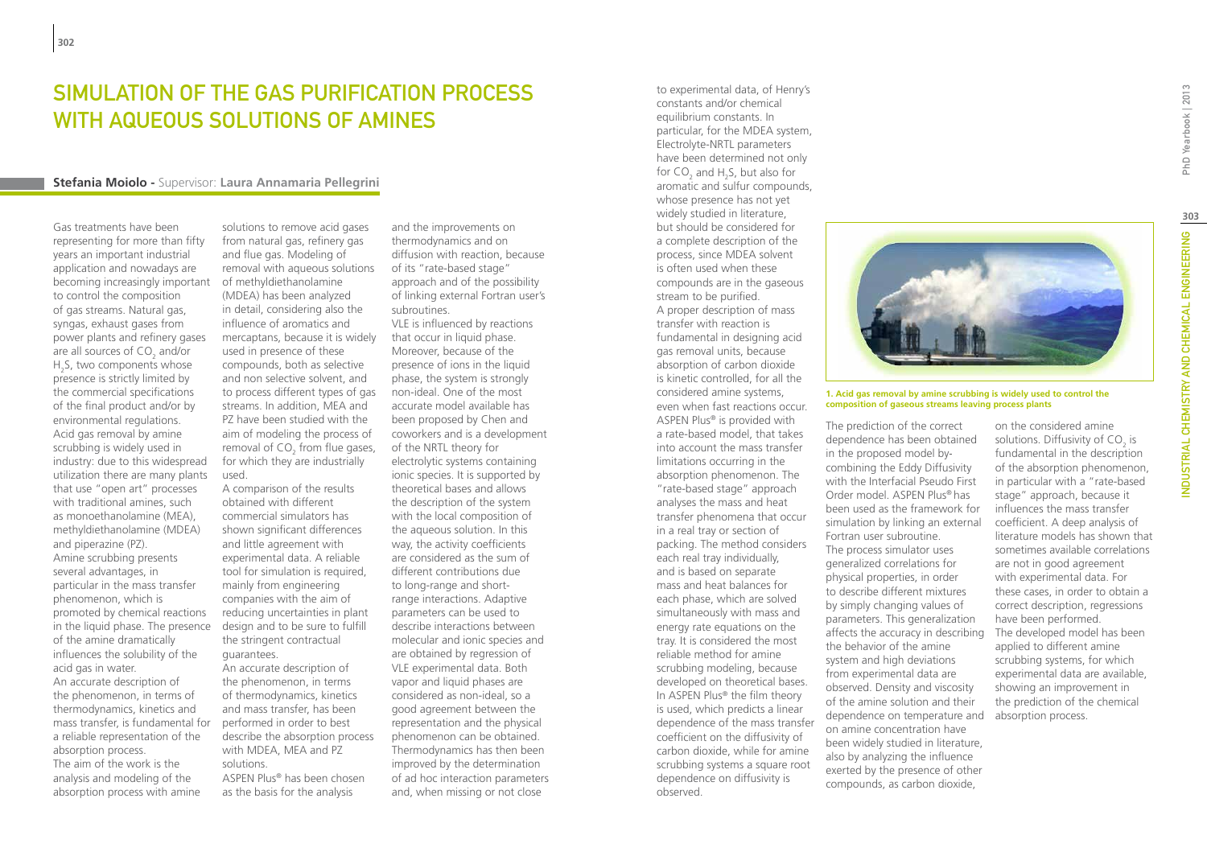# Simulation of the Gas Purification Process with Aqueous Solutions of Amines

**Stefania Moiolo** - Supervisor: **Laura Annamaria Pellegrini**

Gas treatments have been representing for more than fifty years an important industrial application and nowadays are becoming increasingly important to control the composition of gas streams. Natural gas, syngas, exhaust gases from power plants and refinery gases are all sources of $CO_2$ and/or $H_2S$, two components whose presence is strictly limited by the commercial specifications of the final product and/or by environmental regulations. Acid gas removal by amine scrubbing is widely used in industry: due to this widespread utilization there are many plants that use "open art" processes with traditional amines, such as monoethanolamine (MEA), methyldiethanolamine (MDEA) and piperazine (PZ).

Amine scrubbing presents several advantages, in particular in the mass transfer phenomenon, which is promoted by chemical reactions in the liquid phase. The presence of the amine dramatically influences the solubility of the acid gas in water.

An accurate description of the phenomenon, in terms of thermodynamics, kinetics and mass transfer, is fundamental for a reliable representation of the absorption process.

The aim of the work is the analysis and modeling of the absorption process with amine solutions to remove acid gases from natural gas, refinery gas and flue gas. Modeling of removal with aqueous solutions of methyldiethanolamine (MDEA) has been analyzed in detail, considering also the influence of aromatics and mercaptans, because it is widely used in presence of these compounds, both as selective and non selective solvent, and to process different types of gas streams. In addition, MEA and PZ have been studied with the aim of modeling the process of removal of $CO_2$ from flue gases, for which they are industrially used.

A comparison of the results obtained with different commercial simulators has shown significant differences and little agreement with experimental data. A reliable tool for simulation is required, mainly from engineering companies with the aim of reducing uncertainties in plant design and to be sure to fulfill the stringent contractual guarantees.

An accurate description of the phenomenon, in terms of thermodynamics, kinetics and mass transfer, has been performed in order to best describe the absorption process with MDEA, MEA and PZ solutions.

ASPEN Plus® has been chosen as the basis for the analysis and the improvements on thermodynamics and on diffusion with reaction, because of its "rate-based stage" approach and of the possibility of linking external Fortran user's subroutines.

VLE is influenced by reactions that occur in liquid phase. Moreover, because of the presence of ions in the liquid phase, the system is strongly non-ideal. One of the most accurate model available has been proposed by Chen and coworkers and is a development of the NRTL theory for electrolytic systems containing ionic species. It is supported by theoretical bases and allows the description of the system with the local composition of the aqueous solution. In this way, the activity coefficients are considered as the sum of different contributions due to long-range and short-range interactions. Adaptive parameters can be used to describe interactions between molecular and ionic species and are obtained by regression of VLE experimental data. Both vapor and liquid phases are considered as non-ideal, so a good agreement between the representation and the physical phenomenon can be obtained. Thermodynamics has then been improved by the determination of ad hoc interaction parameters and, when missing or not close to experimental data, of Henry's constants and/or chemical equilibrium constants. In particular, for the MDEA system, Electrolyte-NRTL parameters have been determined not only for $CO_2$ and $H_2S$, but also for aromatic and sulfur compounds, whose presence has not yet widely studied in literature, but should be considered for a complete description of the process, since MDEA solvent is often used when these compounds are in the gaseous stream to be purified.

A proper description of mass transfer with reaction is fundamental in designing acid gas removal units, because absorption of carbon dioxide is kinetic controlled, for all the considered amine systems, even when fast reactions occur. ASPEN Plus® is provided with a rate-based model, that takes into account the mass transfer limitations occurring in the absorption phenomenon. The "rate-based stage" approach analyses the mass and heat transfer phenomena that occur in a real tray or section of packing. The method considers each real tray individually, and is based on separate mass and heat balances for each phase, which are solved simultaneously with mass and energy rate equations on the tray. It is considered the most reliable method for amine scrubbing modeling, because developed on theoretical bases. In ASPEN Plus® the film theory is used, which predicts a linear dependence of the mass transfer coefficient on the diffusivity of carbon dioxide, while for amine scrubbing systems a square root dependence on diffusivity is observed.

**1. Acid gas removal by amine scrubbing is widely used to control the composition of gaseous streams leaving process plants**

The prediction of the correct dependence has been obtained in the proposed model by combining the Eddy Diffusivity with the Interfacial Pseudo First Order model. ASPEN Plus® has been used as the framework for simulation by linking an external Fortran user subroutine.

The process simulator uses generalized correlations for physical properties, in order to describe different mixtures by simply changing values of parameters. This generalization affects the accuracy in describing the behavior of the amine system and high deviations from experimental data are observed. Density and viscosity of the amine solution and their dependence on temperature and on amine concentration have been widely studied in literature, also by analyzing the influence exerted by the presence of other compounds, as carbon dioxide, on the considered amine solutions. Diffusivity of $CO_2$ is fundamental in the description of the absorption phenomenon, in particular with a "rate-based stage" approach, because it influences the mass transfer coefficient. A deep analysis of literature models has shown that sometimes available correlations are not in good agreement with experimental data. For these cases, in order to obtain a correct description, regressions have been performed.

The developed model has been applied to different amine scrubbing systems, for which experimental data are available, showing an improvement in the prediction of the chemical absorption process.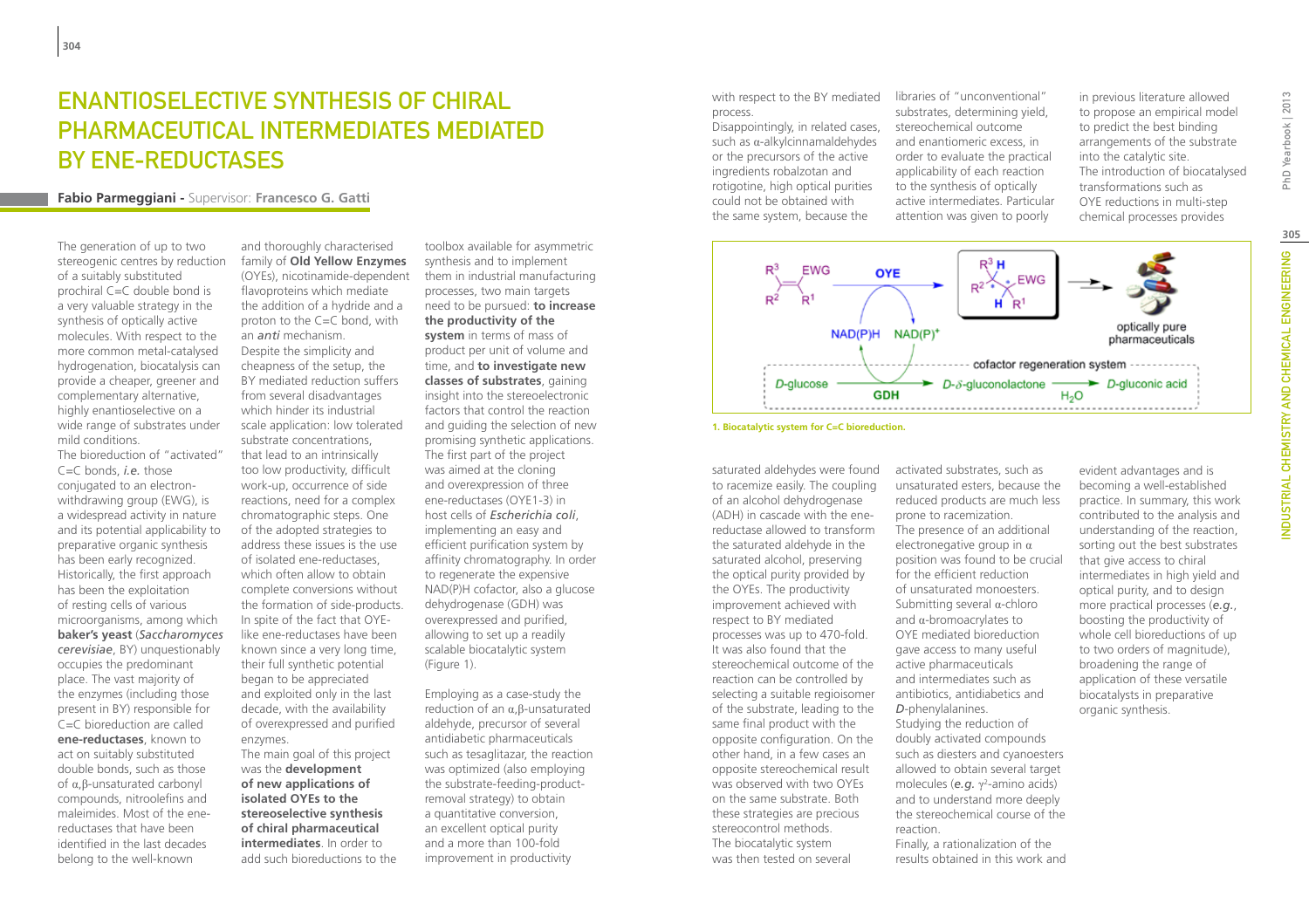# ENANTIOSELECTIVE SYNTHESIS OF CHIRAL PHARMACEUTICAL INTERMEDIATES MEDIATED BY ENE-REDUCTASES

**Fabio Parmeggiani -** Supervisor: **Francesco G. Gatti**

The generation of up to two stereogenic centres by reduction of a suitably substituted prochiral C=C double bond is a very valuable strategy in the synthesis of optically active molecules. With respect to the more common metal-catalysed hydrogenation, biocatalysis can provide a cheaper, greener and complementary alternative, highly enantioselective on a wide range of substrates under mild conditions.

The bioreduction of "activated" C=C bonds, *i.e.* those conjugated to an electron-withdrawing group (EWG), is a widespread activity in nature and its potential applicability to preparative organic synthesis has been early recognized. Historically, the first approach has been the exploitation of resting cells of various microorganisms, among which **baker's yeast** (*Saccharomyces cerevisiae*, BY) unquestionably occupies the predominant place. The vast majority of the enzymes (including those present in BY) responsible for C=C bioreduction are called **ene-reductases**, known to act on suitably substituted double bonds, such as those of α,β-unsaturated carbonyl compounds, nitroolefins and maleimides. Most of the ene-reductases that have been identified in the last decades belong to the well-known and thoroughly characterised family of **Old Yellow Enzymes** (OYEs), nicotinamide-dependent flavoproteins which mediate the addition of a hydride and a proton to the C=C bond, with an *anti* mechanism.

Despite the simplicity and cheapness of the setup, the BY mediated reduction suffers from several disadvantages which hinder its industrial scale application: low tolerated substrate concentrations, that lead to an intrinsically too low productivity, difficult work-up, occurrence of side reactions, need for a complex chromatographic steps. One of the adopted strategies to address these issues is the use of isolated ene-reductases, which often allow to obtain complete conversions without the formation of side-products. In spite of the fact that OYE-like ene-reductases have been known since a very long time, their full synthetic potential began to be appreciated and exploited only in the last decade, with the availability of overexpressed and purified enzymes.

The main goal of this project was the **development of new applications of isolated OYEs to the stereoselective synthesis of chiral pharmaceutical intermediates**. In order to add such bioreductions to the toolbox available for asymmetric synthesis and to implement them in industrial manufacturing processes, two main targets need to be pursued: **to increase the productivity of the system** in terms of mass of product per unit of volume and time, and **to investigate new classes of substrates**, gaining insight into the stereoelectronic factors that control the reaction and guiding the selection of new promising synthetic applications.

The first part of the project was aimed at the cloning and overexpression of three ene-reductases (OYE1-3) in host cells of *Escherichia coli*, implementing an easy and efficient purification system by affinity chromatography. In order to regenerate the expensive NAD(P)H cofactor, also a glucose dehydrogenase (GDH) was overexpressed and purified, allowing to set up a readily scalable biocatalytic system (Figure 1).

Employing as a case-study the reduction of an α,β-unsaturated aldehyde, precursor of several antidiabetic pharmaceuticals such as tesaglitazar, the reaction was optimized (also employing the substrate-feeding-product-removal strategy) to obtain a quantitative conversion, an excellent optical purity and a more than 100-fold improvement in productivity with respect to the BY mediated process.

Disappointingly, in related cases, such as α-alkylcinnamaldehydes or the precursors of the active ingredients robalzotan and rotigotine, high optical purities could not be obtained with the same system, because the saturated aldehydes were found to racemize easily. The coupling of an alcohol dehydrogenase (ADH) in cascade with the ene-reductase allowed to transform the saturated aldehyde in the saturated alcohol, preserving the optical purity provided by the OYEs. The productivity improvement achieved with respect to BY mediated processes was up to 470-fold. It was also found that the stereochemical outcome of the reaction can be controlled by selecting a suitable regioisomer of the substrate, leading to the same final product with the opposite configuration. On the other hand, in a few cases an opposite stereochemical result was observed with two OYEs on the same substrate. Both these strategies are precious stereocontrol methods.

The biocatalytic system was then tested on several libraries of "unconventional" substrates, determining yield, stereochemical outcome and enantiomeric excess, in order to evaluate the practical applicability of each reaction to the synthesis of optically active intermediates. Particular attention was given to poorly activated substrates, such as unsaturated esters, because the reduced products are much less prone to racemization. The presence of an additional electronegative group in α position was found to be crucial for the efficient reduction of unsaturated monoesters. Submitting several α-chloro and α-bromoacrylates to OYE mediated bioreduction gave access to many useful active pharmaceuticals and intermediates such as antibiotics, antidiabetics and *D*-phenylalanines.

Studying the reduction of doubly activated compounds such as diesters and cyanoesters allowed to obtain several target molecules (*e.g.* $\gamma^2$-amino acids) and to understand more deeply the stereochemical course of the reaction.

Finally, a rationalization of the results obtained in this work and in previous literature allowed to propose an empirical model to predict the best binding arrangements of the substrate into the catalytic site.

The introduction of biocatalysed transformations such as OYE reductions in multi-step chemical processes provides evident advantages and is becoming a well-established practice. In summary, this work contributed to the analysis and understanding of the reaction, sorting out the best substrates that give access to chiral intermediates in high yield and optical purity, and to design more practical processes (*e.g.*, boosting the productivity of whole cell bioreductions of up to two orders of magnitude), broadening the range of application of these versatile biocatalysts in preparative organic synthesis.

**1. Biocatalytic system for C=C bioreduction.**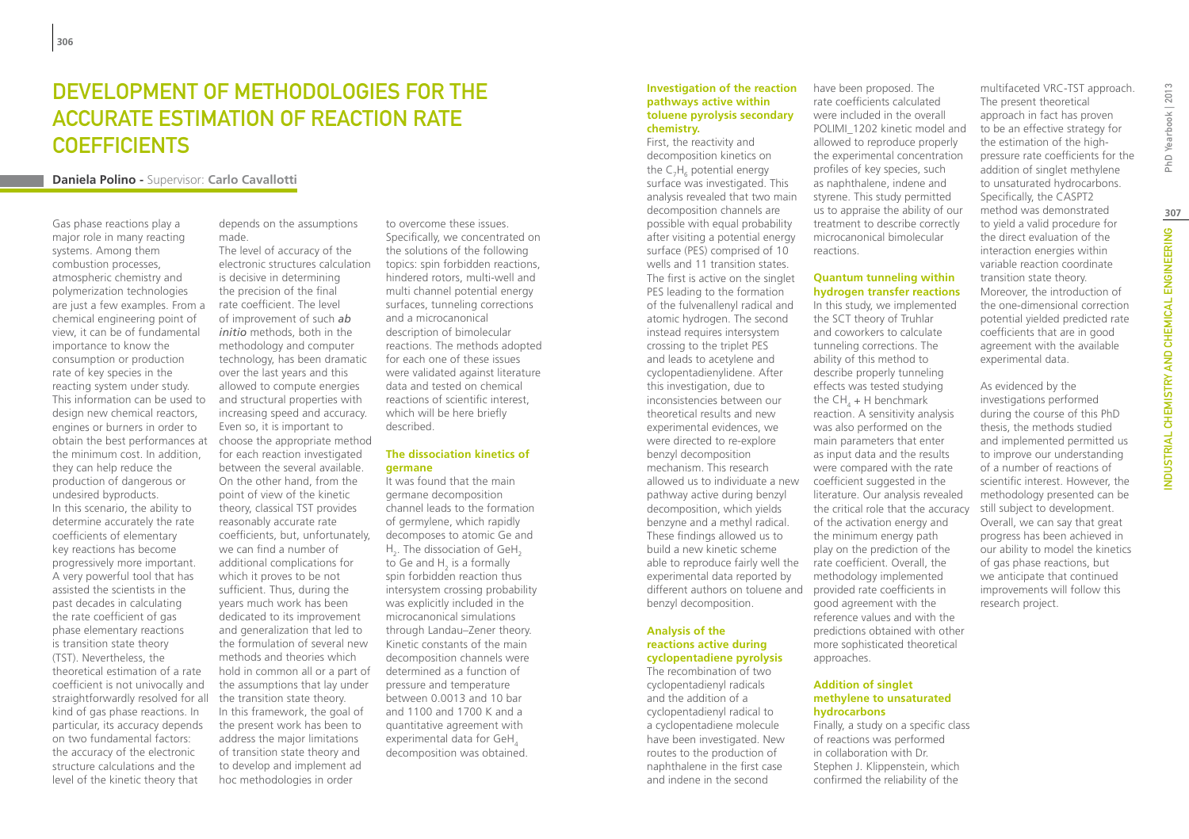# Development of Methodologies for the Accurate Estimation of Reaction Rate Coefficients

**Daniela Polino** - Supervisor: **Carlo Cavallotti**

Gas phase reactions play a major role in many reacting systems. Among them combustion processes, atmospheric chemistry and polymerization technologies are just a few examples. From a chemical engineering point of view, it can be of fundamental importance to know the consumption or production rate of key species in the reacting system under study. This information can be used to design new chemical reactors, engines or burners in order to obtain the best performances at the minimum cost. In addition, they can help reduce the production of dangerous or undesired byproducts. In this scenario, the ability to determine accurately the rate coefficients of elementary key reactions has become progressively more important. A very powerful tool that has assisted the scientists in the past decades in calculating the rate coefficient of gas phase elementary reactions is transition state theory (TST). Nevertheless, the theoretical estimation of a rate coefficient is not univocally and straightforwardly resolved for all kind of gas phase reactions. In particular, its accuracy depends on two fundamental factors: the accuracy of the electronic structure calculations and the level of the kinetic theory that depends on the assumptions made.

The level of accuracy of the electronic structures calculation is decisive in determining the precision of the final rate coefficient. The level of improvement of such *ab initio* methods, both in the methodology and computer technology, has been dramatic over the last years and this allowed to compute energies and structural properties with increasing speed and accuracy. Even so, it is important to choose the appropriate method for each reaction investigated between the several available. On the other hand, from the point of view of the kinetic theory, classical TST provides reasonably accurate rate coefficients, but, unfortunately, we can find a number of additional complications for which it proves to be not sufficient. Thus, during the years much work has been dedicated to its improvement and generalization that led to the formulation of several new methods and theories which hold in common all or a part of the assumptions that lay under the transition state theory. In this framework, the goal of the present work has been to address the major limitations of transition state theory and to develop and implement ad hoc methodologies in order to overcome these issues. Specifically, we concentrated on the solutions of the following topics: spin forbidden reactions, hindered rotors, multi-well and multi channel potential energy surfaces, tunneling corrections and a microcanonical description of bimolecular reactions. The methods adopted for each one of these issues were validated against literature data and tested on chemical reactions of scientific interest, which will be here briefly described.

### The dissociation kinetics of germane

It was found that the main germane decomposition channel leads to the formation of germylene, which rapidly decomposes to atomic Ge and $H_2$. The dissociation of $GeH_2$ to Ge and $H_2$ is a formally spin forbidden reaction thus intersystem crossing probability was explicitly included in the microcanonical simulations through Landau–Zener theory. Kinetic constants of the main decomposition channels were determined as a function of pressure and temperature between 0.0013 and 10 bar and 1100 and 1700 K and a quantitative agreement with experimental data for $GeH_4$ decomposition was obtained.

### Investigation of the reaction pathways active within toluene pyrolysis secondary chemistry.

First, the reactivity and decomposition kinetics on the $C_7H_6$ potential energy surface was investigated. This analysis revealed that two main decomposition channels are possible with equal probability after visiting a potential energy surface (PES) comprised of 10 wells and 11 transition states. The first is active on the singlet PES leading to the formation of the fulvenallenyl radical and atomic hydrogen. The second instead requires intersystem crossing to the triplet PES and leads to acetylene and cyclopentadienylidene. After this investigation, due to inconsistencies between our theoretical results and new experimental evidences, we were directed to re-explore benzyl decomposition mechanism. This research allowed us to individuate a new pathway active during benzyl decomposition, which yields benzyne and a methyl radical. These findings allowed us to build a new kinetic scheme able to reproduce fairly well the experimental data reported by different authors on toluene and benzyl decomposition.

### Analysis of the reactions active during cyclopentadiene pyrolysis

The recombination of two cyclopentadienyl radicals and the addition of a cyclopentadienyl radical to a cyclopentadiene molecule have been investigated. New routes to the production of naphthalene in the first case and indene in the second have been proposed. The rate coefficients calculated were included in the overall POLIMI_1202 kinetic model and allowed to reproduce properly the experimental concentration profiles of key species, such as naphthalene, indene and styrene. This study permitted us to appraise the ability of our treatment to describe correctly microcanonical bimolecular reactions.

### Quantum tunneling within hydrogen transfer reactions

In this study, we implemented the SCT theory of Truhlar and coworkers to calculate tunneling corrections. The ability of this method to describe properly tunneling effects was tested studying the $CH_4$ + H benchmark reaction. A sensitivity analysis was also performed on the main parameters that enter as input data and the results were compared with the rate coefficient suggested in the literature. Our analysis revealed the critical role that the accuracy of the activation energy and the minimum energy path play on the prediction of the rate coefficient. Overall, the methodology implemented provided rate coefficients in good agreement with the reference values and with the predictions obtained with other more sophisticated theoretical approaches.

### Addition of singlet methylene to unsaturated hydrocarbons

Finally, a study on a specific class of reactions was performed in collaboration with Dr. Stephen J. Klippenstein, which confirmed the reliability of the multifaceted VRC-TST approach. The present theoretical approach in fact has proven to be an effective strategy for the estimation of the high-pressure rate coefficients for the addition of singlet methylene to unsaturated hydrocarbons. Specifically, the CASPT2 method was demonstrated to yield a valid procedure for the direct evaluation of the interaction energies within variable reaction coordinate transition state theory. Moreover, the introduction of the one-dimensional correction potential yielded predicted rate coefficients that are in good agreement with the available experimental data.

As evidenced by the investigations performed during the course of this PhD thesis, the methods studied and implemented permitted us to improve our understanding of a number of reactions of scientific interest. However, the methodology presented can be still subject to development. Overall, we can say that great progress has been achieved in our ability to model the kinetics of gas phase reactions, but we anticipate that continued improvements will follow this research project.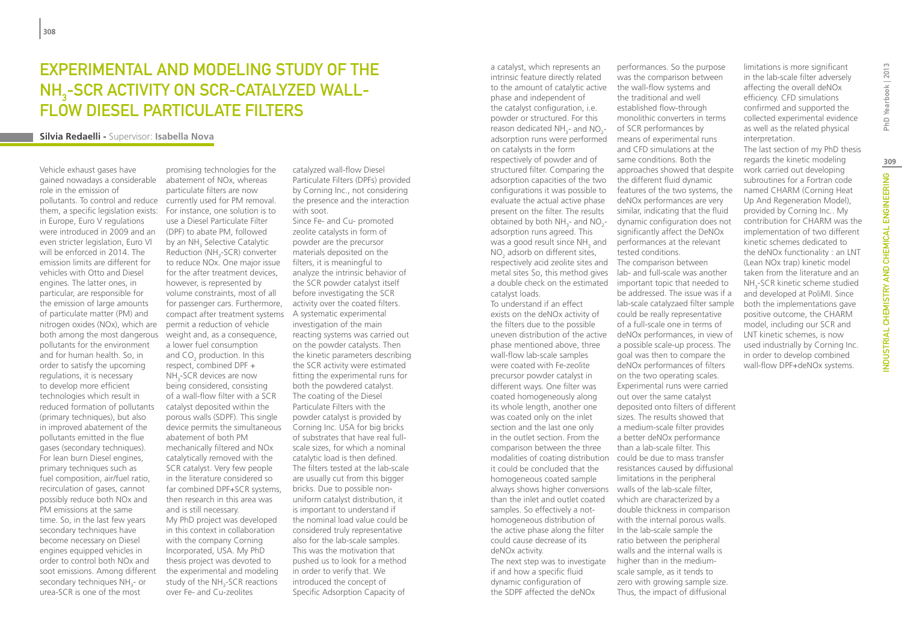# Experimental and Modeling Study of the $NH_3$-SCR Activity on SCR-Catalyzed Wall-Flow Diesel Particulate Filters

**Silvia Redaelli** - Supervisor: **Isabella Nova**

Vehicle exhaust gases have gained nowadays a considerable role in the emission of pollutants. To control and reduce them, a specific legislation exists: in Europe, Euro V regulations were introduced in 2009 and an even stricter legislation, Euro VI will be enforced in 2014. The emission limits are different for vehicles with Otto and Diesel engines. The latter ones, in particular, are responsible for the emission of large amounts of particulate matter (PM) and nitrogen oxides (NOx), which are both among the most dangerous pollutants for the environment and for human health. So, in order to satisfy the upcoming regulations, it is necessary to develop more efficient technologies which result in reduced formation of pollutants (primary techniques), but also in improved abatement of the pollutants emitted in the flue gases (secondary techniques). For lean burn Diesel engines, primary techniques such as fuel composition, air/fuel ratio, recirculation of gases, cannot possibly reduce both NOx and PM emissions at the same time. So, in the last few years secondary techniques have become necessary on Diesel engines equipped vehicles in order to control both NOx and soot emissions. Among different secondary techniques $NH_3$- or urea-SCR is one of the most promising technologies for the abatement of NOx, whereas particulate filters are now currently used for PM removal. For instance, one solution is to use a Diesel Particulate Filter (DPF) to abate PM, followed by an $NH_3$ Selective Catalytic Reduction ($NH_3$-SCR) converter to reduce NOx. One major issue for the after treatment devices, however, is represented by volume constraints, most of all for passenger cars. Furthermore, compact after treatment systems permit a reduction of vehicle weight and, as a consequence, a lower fuel consumption and $CO_2$ production. In this respect, combined DPF + $NH_3$-SCR devices are now being considered, consisting of a wall-flow filter with a SCR catalyst deposited within the porous walls (SDPF). This single device permits the simultaneous abatement of both PM mechanically filtered and NOx catalytically removed with the SCR catalyst. Very few people in the literature considered so far combined DPF+SCR systems, then research in this area was and is still necessary.

My PhD project was developed in this context in collaboration with the company Corning Incorporated, USA. My PhD thesis project was devoted to the experimental and modeling study of the $NH_3$-SCR reactions over Fe- and Cu-zeolites catalyzed wall-flow Diesel Particulate Filters (DPFs) provided by Corning Inc., not considering the presence and the interaction with soot.

Since Fe- and Cu- promoted zeolite catalysts in form of powder are the precursor materials deposited on the filters, it is meaningful to analyze the intrinsic behavior of the SCR powder catalyst itself before investigating the SCR activity over the coated filters. A systematic experimental investigation of the main reacting systems was carried out on the powder catalysts. Then the kinetic parameters describing the SCR activity were estimated fitting the experimental runs for both the powdered catalyst.

The coating of the Diesel Particulate Filters with the powder catalyst is provided by Corning Inc. USA for big bricks of substrates that have real full-scale sizes, for which a nominal catalytic load is then defined. The filters tested at the lab-scale are usually cut from this bigger bricks. Due to possible non-uniform catalyst distribution, it is important to understand if the nominal load value could be considered truly representative also for the lab-scale samples. This was the motivation that pushed us to look for a method in order to verify that. We introduced the concept of Specific Adsorption Capacity of a catalyst, which represents an intrinsic feature directly related to the amount of catalytic active phase and independent of the catalyst configuration, i.e. powder or structured. For this reason dedicated $NH_3$- and $NO_2$-adsorption runs were performed on catalysts in the form respectively of powder and of structured filter. Comparing the adsorption capacities of the two configurations it was possible to evaluate the actual active phase present on the filter. The results obtained by both $NH_3$- and $NO_2$-adsorption runs agreed. This was a good result since $NH_3$ and $NO_2$ adsorb on different sites, respectively acid zeolite sites and metal sites So, this method gives a double check on the estimated catalyst loads.

To understand if an effect exists on the deNOx activity of the filters due to the possible uneven distribution of the active phase mentioned above, three wall-flow lab-scale samples were coated with Fe-zeolite precursor powder catalyst in different ways. One filter was coated homogeneously along its whole length, another one was coated only on the inlet section and the last one only in the outlet section. From the comparison between the three modalities of coating distribution it could be concluded that the homogeneous coated sample always shows higher conversions than the inlet and outlet coated samples. So effectively a not-homogeneous distribution of the active phase along the filter could cause decrease of its deNOx activity.

The next step was to investigate if and how a specific fluid dynamic configuration of the SDPF affected the deNOx performances. So the purpose was the comparison between the wall-flow systems and the traditional and well established flow-through monolithic converters in terms of SCR performances by means of experimental runs and CFD simulations at the same conditions. Both the approaches showed that despite the different fluid dynamic features of the two systems, the deNOx performances are very similar, indicating that the fluid dynamic configuration does not significantly affect the DeNOx performances at the relevant tested conditions.

The comparison between lab- and full-scale was another important topic that needed to be addressed. The issue was if a lab-scale catalyzaed filter sample could be really representative of a full-scale one in terms of deNOx performances, in view of a possible scale-up process. The goal was then to compare the deNOx performances of filters on the two operating scales. Experimental runs were carried out over the same catalyst deposited onto filters of different sizes. The results showed that a medium-scale filter provides a better deNOx performance than a lab-scale filter. This could be due to mass transfer resistances caused by diffusional limitations in the peripheral walls of the lab-scale filter, which are characterized by a double thickness in comparison with the internal porous walls. In the lab-scale sample the ratio between the peripheral walls and the internal walls is higher than in the medium-scale sample, as it tends to zero with growing sample size. Thus, the impact of diffusional limitations is more significant in the lab-scale filter adversely affecting the overall deNOx efficiency. CFD simulations confirmed and supported the collected experimental evidence as well as the related physical interpretation.

The last section of my PhD thesis regards the kinetic modeling work carried out developing subroutines for a Fortran code named CHARM (Corning Heat Up And Regeneration Model), provided by Corning Inc.. My contribution for CHARM was the implementation of two different kinetic schemes dedicated to the deNOx functionality : an LNT (Lean NOx trap) kinetic model taken from the literature and an $NH_3$-SCR kinetic scheme studied and developed at PoliMI. Since both the implementations gave positive outcome, the CHARM model, including our SCR and LNT kinetic schemes, is now used industrially by Corning Inc. in order to develop combined wall-flow DPF+deNOx systems.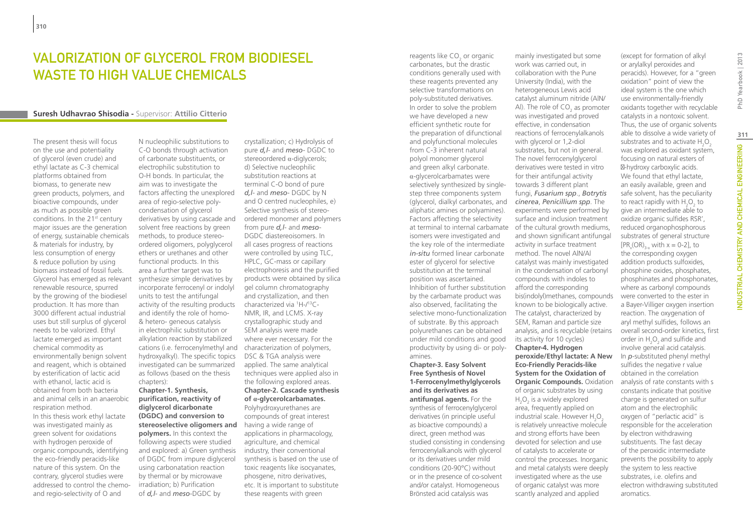# VALORIZATION OF GLYCEROL FROM BIODIESEL WASTE TO HIGH VALUE CHEMICALS

**Suresh Udhavrao Shisodia -** Supervisor: **Attilio Citterio**

The present thesis will focus on the use and potentiality of glycerol (even crude) and ethyl lactate as C-3 chemical platforms obtained from biomass, to generate new green products, polymers, and bioactive compounds, under as much as possible green conditions. In the 21[st] century major issues are the generation of energy, sustainable chemicals & materials for industry, by less consumption of energy & reduce pollution by using biomass instead of fossil fuels. Glycerol has emerged as relevant renewable resource, spurred by the growing of the biodiesel production. It has more than 3000 different actual industrial uses but still surplus of glycerol needs to be valorized. Ethyl lactate emerged as important chemical commodity as environmentally benign solvent and reagent, which is obtained by esterification of lactic acid with ethanol, lactic acid is obtained from both bacteria and animal cells in an anaerobic respiration method.

In this thesis work ethyl lactate was investigated mainly as green solvent for oxidations with hydrogen peroxide of organic compounds, identifying the eco-friendly peracids-like nature of this system. On the contrary, glycerol studies were addressed to control the chemo- and regio-selectivity of O and N nucleophilic substitutions to C-O bonds through activation of carbonate substituents, or electrophilic substitution to O-H bonds. In particular, the aim was to investigate the factors affecting the unexplored area of regio-selective poly-condensation of glycerol derivatives by using cascade and solvent free reactions by green methods, to produce stereo-ordered oligomers, polyglycerol ethers or urethanes and other functional products. In this area a further target was to synthesize simple derivatives by incorporate ferrocenyl or indolyl units to test the antifungal activity of the resulting products and identify the role of homo- & hetero- geneous catalysis in electrophilic substitution or alkylation reaction by stabilized cations (i.e. ferrocenylmethyl and hydroxyalkyl). The specific topics investigated can be summarized as follows (based on the thesis chapters):

**Chapter-1. Synthesis, purification, reactivity of diglycerol dicarbonate (DGDC) and conversion to stereoselective oligomers and polymers.** In this context the following aspects were studied and explored: a) Green synthesis of DGDC from impure diglycerol using carbonatation reaction by thermal or by microwave irradiation; b) Purification of *d,l*- and *meso*-DGDC by crystallization; c) Hydrolysis of pure *d,l*- and *meso*- DGDC to stereoordered α-diglycerols; d) Selective nucleophilic substitution reactions at terminal C-O bond of pure *d,l*- and *meso*- DGDC by N and O centred nucleophiles, e) Selective synthesis of stereo-ordered monomer and polymers from pure *d,l*- and *meso*-DGDC diastereoisomers. In all cases progress of reactions were controlled by using TLC, HPLC, GC-mass or capillary electrophoresis and the purified products were obtained by silica gel column chromatography and crystallization, and then characterized via $^1$H-/$^{13}$C-NMR, IR, and LCMS. X-ray crystallographic study and SEM analysis were made where ever necessary. For the characterization of polymers, DSC & TGA analysis were applied. The same analytical techniques were applied also in the following explored areas.

**Chapter-2. Cascade synthesis of α-glycerolcarbamates.** Polyhydroxyurethanes are compounds of great interest having a wide range of applications in pharmacology, agriculture, and chemical industry, their conventional synthesis is based on the use of toxic reagents like isocyanates, phosgene, nitro derivatives, etc. It is important to substitute these reagents with green reagents like $CO_2$ or organic carbonates, but the drastic conditions generally used with these reagents prevented any selective transformations on poly-substituted derivatives. In order to solve the problem we have developed a new efficient synthetic route for the preparation of difunctional and polyfunctional molecules from C-3 inherent natural polyol monomer glycerol and green alkyl carbonate. α-glycerolcarbamates were selectively synthesized by single-step three components system (glycerol, dialkyl carbonates, and aliphatic amines or polyamines). Factors affecting the selectivity at terminal to internal carbamate isomers were investigated and the key role of the intermediate *in-situ* formed linear carbonate ester of glycerol for selective substitution at the terminal position was ascertained. Inhibition of further substitution by the carbamate product was also observed, facilitating the selective mono-functionalization of substrate. By this approach polyurethanes can be obtained under mild conditions and good productivity by using di- or poly-amines.

**Chapter-3. Easy Solvent Free Synthesis of Novel 1-Ferrocenylmethylglycerols and its derivatives as antifungal agents.** For the synthesis of ferrocenylglycerol derivatives (in principle useful as bioactive compounds) a direct, green method was studied consisting in condensing ferrocenylalkanols with glycerol or its derivatives under mild conditions (20-90°C) without or in the presence of co-solvent and/or catalyst. Homogeneous Brönsted acid catalysis was mainly investigated but some work was carried out, in collaboration with the Pune University (India), with the heterogeneous Lewis acid catalyst aluminum nitride (AlN/Al). The role of $CO_2$ as promoter was investigated and proved effective, in condensation reactions of ferrocenylalkanols with glycerol or 1,2-diol substrates, but not in general. The novel ferrocenylglycerol derivatives were tested in vitro for their antifungal activity towards 3 different plant fungi, *Fusarium spp*., *Botrytis cinerea*, *Penicillium spp*. The experiments were performed by surface and inclusion treatment of the cultural growth mediums, and shown significant antifungal activity in surface treatment method. The novel AlN/Al catalyst was mainly investigated in the condensation of carbonyl compounds with indoles to afford the corresponding bis(indolyl)methanes, compounds known to be biologically active. The catalyst, characterized by SEM, Raman and particle size analysis, and is recyclable (retains its activity for 10 cycles)

**Chapter-4. Hydrogen peroxide/Ethyl lactate: A New Eco-Friendly Peracids-like System for the Oxidation of Organic Compounds.** Oxidation of organic substrates by using $H_2O_2$ is a widely explored area, frequently applied on industrial scale. However $H_2O_2$ is relatively unreactive molecule and strong efforts have been devoted for selection and use of catalysts to accelerate or control the processes. Inorganic and metal catalysts were deeply investigated where as the use of organic catalyst was more scantly analyzed and applied (except for formation of alkyl or arylalkyl peroxides and peracids). However, for a "green oxidation" point of view the ideal system is the one which use environmentally-friendly oxidants together with recyclable catalysts in a nontoxic solvent. Thus, the use of organic solvents able to dissolve a wide variety of substrates and to activate $H_2O_2$ was explored as oxidant system, focusing on natural esters of -hydroxy carboxylic acids. We found that ethyl lactate, an easily available, green and safe solvent, has the peculiarity to react rapidly with $H_2O_2$ to give an intermediate able to oxidize organic sulfides RSR', reduced organophosphorous substrates of general structure [$PR_x(OR)_{3-x}$ with x = 0-2], to the corresponding oxygen addition products sulfoxides, phosphine oxides, phosphates, phosphinates and phosphonates, where as carbonyl compounds were converted to the ester in a Bayer-Villiger oxygen insertion reaction. The oxygenation of aryl methyl sulfides, follows an overall second-order kinetics, first order in $H_2O_2$ and sulfide and involve general acid catalysis. In *p*-substituted phenyl methyl sulfides the negative r value obtained in the correlation analysis of rate constants with s constants indicate that positive charge is generated on sulfur atom and the electrophilic oxygen of "perlactic acid" is responsible for the acceleration by electron withdrawing substituents. The fast decay of the peroxidic intermediate prevents the possibility to apply the system to less reactive substrates, i.e. olefins and electron withdrawing substituted aromatics.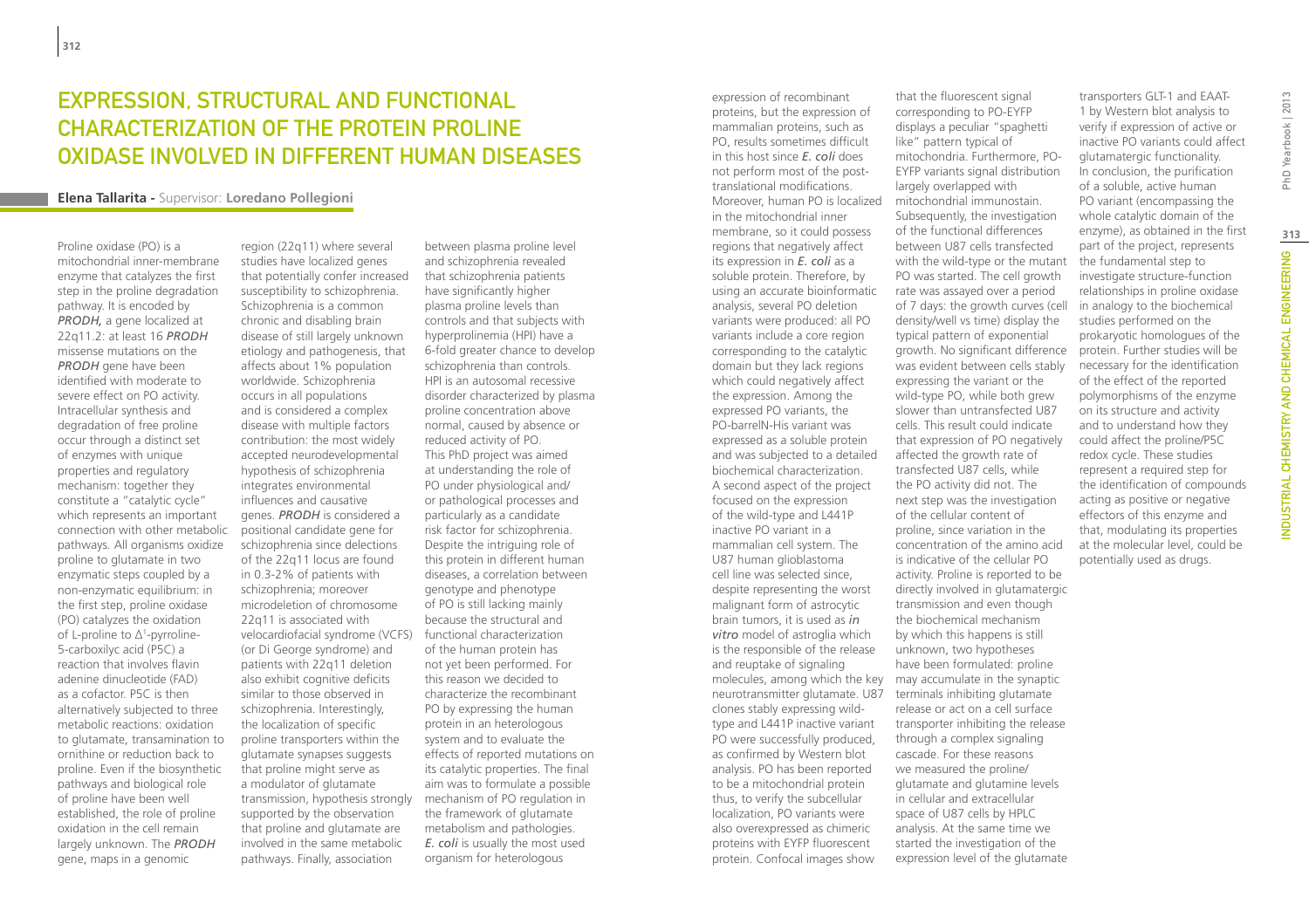# Expression, Structural and Functional Characterization of the Protein Proline Oxidase Involved in Different Human Diseases

**Elena Tallarita** - Supervisor: **Loredano Pollegioni**

Proline oxidase (PO) is a mitochondrial inner-membrane enzyme that catalyzes the first step in the proline degradation pathway. It is encoded by *PRODH,* a gene localized at 22q11.2: at least 16 *PRODH* missense mutations on the *PRODH* gene have been identified with moderate to severe effect on PO activity. Intracellular synthesis and degradation of free proline occur through a distinct set of enzymes with unique properties and regulatory mechanism: together they constitute a "catalytic cycle" which represents an important connection with other metabolic pathways. All organisms oxidize proline to glutamate in two enzymatic steps coupled by a non-enzymatic equilibrium: in the first step, proline oxidase (PO) catalyzes the oxidation of L-proline to $\Delta^1$-pyrroline-5-carboxilyc acid (P5C) a reaction that involves flavin adenine dinucleotide (FAD) as a cofactor. P5C is then alternatively subjected to three metabolic reactions: oxidation to glutamate, transamination to ornithine or reduction back to proline. Even if the biosynthetic pathways and biological role of proline have been well established, the role of proline oxidation in the cell remain largely unknown. The *PRODH* gene, maps in a genomic region (22q11) where several studies have localized genes that potentially confer increased susceptibility to schizophrenia. Schizophrenia is a common chronic and disabling brain disease of still largely unknown etiology and pathogenesis, that affects about 1% population worldwide. Schizophrenia occurs in all populations and is considered a complex disease with multiple factors contribution: the most widely accepted neurodevelopmental hypothesis of schizophrenia integrates environmental influences and causative genes. *PRODH* is considered a positional candidate gene for schizophrenia since delections of the 22q11 locus are found in 0.3-2% of patients with schizophrenia; moreover microdeletion of chromosome 22q11 is associated with velocardiofacial syndrome (VCFS) (or Di George syndrome) and patients with 22q11 deletion also exhibit cognitive deficits similar to those observed in schizophrenia. Interestingly, the localization of specific proline transporters within the glutamate synapses suggests that proline might serve as a modulator of glutamate transmission, hypothesis strongly supported by the observation that proline and glutamate are involved in the same metabolic pathways. Finally, association between plasma proline level and schizophrenia revealed that schizophrenia patients have significantly higher plasma proline levels than controls and that subjects with hyperprolinemia (HPI) have a 6-fold greater chance to develop schizophrenia than controls. HPI is an autosomal recessive disorder characterized by plasma proline concentration above normal, caused by absence or reduced activity of PO.

This PhD project was aimed at understanding the role of PO under physiological and/or pathological processes and particularly as a candidate risk factor for schizophrenia. Despite the intriguing role of this protein in different human diseases, a correlation between genotype and phenotype of PO is still lacking mainly because the structural and functional characterization of the human protein has not yet been performed. For this reason we decided to characterize the recombinant PO by expressing the human protein in an heterologous system and to evaluate the effects of reported mutations on its catalytic properties. The final aim was to formulate a possible mechanism of PO regulation in the framework of glutamate metabolism and pathologies. *E. coli* is usually the most used organism for heterologous expression of recombinant proteins, but the expression of mammalian proteins, such as PO, results sometimes difficult in this host since *E. coli* does not perform most of the post-translational modifications. Moreover, human PO is localized in the mitochondrial inner membrane, so it could possess regions that negatively affect its expression in *E. coli* as a soluble protein. Therefore, by using an accurate bioinformatic analysis, several PO deletion variants were produced: all PO variants include a core region corresponding to the catalytic domain but they lack regions which could negatively affect the expression. Among the expressed PO variants, the PO-barrelN-His variant was expressed as a soluble protein and was subjected to a detailed biochemical characterization.

A second aspect of the project focused on the expression of the wild-type and L441P inactive PO variant in a mammalian cell system. The U87 human glioblastoma cell line was selected since, despite representing the worst malignant form of astrocytic brain tumors, it is used as *in vitro* model of astroglia which is the responsible of the release and reuptake of signaling molecules, among which the key neurotransmitter glutamate. U87 clones stably expressing wild-type and L441P inactive variant PO were successfully produced, as confirmed by Western blot analysis. PO has been reported to be a mitochondrial protein thus, to verify the subcellular localization, PO variants were also overexpressed as chimeric proteins with EYFP fluorescent protein. Confocal images show that the fluorescent signal corresponding to PO-EYFP displays a peculiar "spaghetti like" pattern typical of mitochondria. Furthermore, PO-EYFP variants signal distribution largely overlapped with mitochondrial immunostain. Subsequently, the investigation of the functional differences between U87 cells transfected with the wild-type or the mutant PO was started. The cell growth rate was assayed over a period of 7 days: the growth curves (cell density/well vs time) display the typical pattern of exponential growth. No significant difference was evident between cells stably expressing the variant or the wild-type PO, while both grew slower than untransfected U87 cells. This result could indicate that expression of PO negatively affected the growth rate of transfected U87 cells, while the PO activity did not. The next step was the investigation of the cellular content of proline, since variation in the concentration of the amino acid is indicative of the cellular PO activity. Proline is reported to be directly involved in glutamatergic transmission and even though the biochemical mechanism by which this happens is still unknown, two hypotheses have been formulated: proline may accumulate in the synaptic terminals inhibiting glutamate release or act on a cell surface transporter inhibiting the release through a complex signaling cascade. For these reasons we measured the proline/glutamate and glutamine levels in cellular and extracellular space of U87 cells by HPLC analysis. At the same time we started the investigation of the expression level of the glutamate transporters GLT-1 and EAAT-1 by Western blot analysis to verify if expression of active or inactive PO variants could affect glutamatergic functionality.

In conclusion, the purification of a soluble, active human PO variant (encompassing the whole catalytic domain of the enzyme), as obtained in the first part of the project, represents the fundamental step to investigate structure-function relationships in proline oxidase in analogy to the biochemical studies performed on the prokaryotic homologues of the protein. Further studies will be necessary for the identification of the effect of the reported polymorphisms of the enzyme on its structure and activity and to understand how they could affect the proline/P5C redox cycle. These studies represent a required step for the identification of compounds acting as positive or negative effectors of this enzyme and that, modulating its properties at the molecular level, could be potentially used as drugs.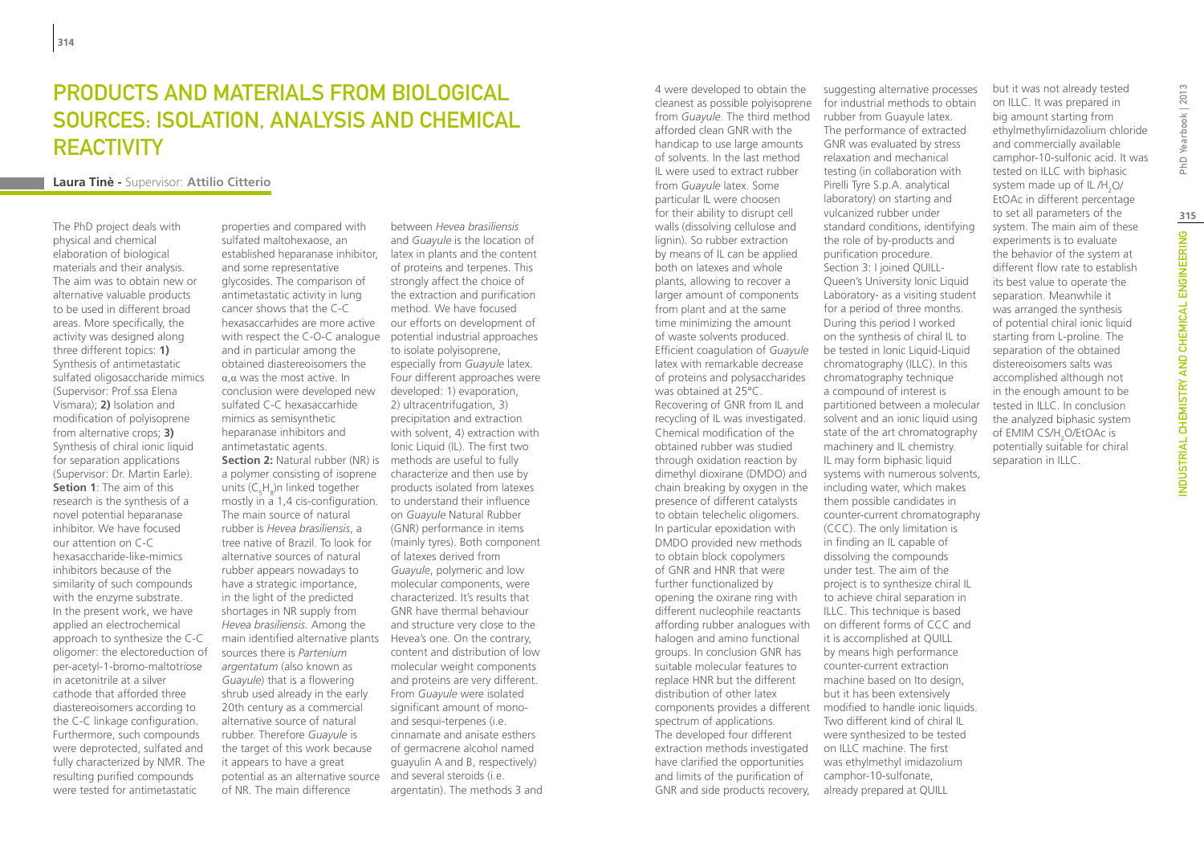# Products and Materials from Biological Sources: Isolation, Analysis and Chemical Reactivity

**Laura Tinè** - Supervisor: **Attilio Citterio**

The PhD project deals with physical and chemical elaboration of biological materials and their analysis. The aim was to obtain new or alternative valuable products to be used in different broad areas. More specifically, the activity was designed along three different topics: **1)** Synthesis of antimetastatic sulfated oligosaccharide mimics (Supervisor: Prof.ssa Elena Vismara); **2)** Isolation and modification of polyisoprene from alternative crops; **3)** Synthesis of chiral ionic liquid for separation applications (Supervisor: Dr. Martin Earle).

**Setion 1**: The aim of this research is the synthesis of a novel potential heparanase inhibitor. We have focused our attention on C-C hexasaccharide-like-mimics inhibitors because of the similarity of such compounds with the enzyme substrate. In the present work, we have applied an electrochemical approach to synthesize the C-C oligomer: the electoreduction of per-acetyl-1-bromo-maltotriose in acetonitrile at a silver cathode that afforded three diastereoisomers according to the C-C linkage configuration. Furthermore, such compounds were deprotected, sulfated and fully characterized by NMR. The resulting purified compounds were tested for antimetastatic properties and compared with sulfated maltohexaose, an established heparanase inhibitor, and some representative glycosides. The comparison of antimetastatic activity in lung cancer shows that the C-C hexasaccharides are more active with respect the C-O-C analogue and in particular among the obtained diastereoisomers the $\alpha,\alpha$ was the most active. In conclusion were developed new sulfated C-C hexasaccarhide mimics as semisynthetic heparanase inhibitors and antimetastatic agents.

**Section 2:** Natural rubber (NR) is a polymer consisting of isoprene units $(C_5H_8)n$ linked together mostly in a 1,4 cis-configuration. The main source of natural rubber is *Hevea brasiliensis*, a tree native of Brazil. To look for alternative sources of natural rubber appears nowadays to have a strategic importance, in the light of the predicted shortages in NR supply from *Hevea brasiliensis*. Among the main identified alternative plants sources there is *Partenium argentatum* (also known as *Guayule*) that is a flowering shrub used already in the early 20th century as a commercial alternative source of natural rubber. Therefore *Guayule* is the target of this work because it appears to have a great potential as an alternative source of NR. The main difference between *Hevea brasiliensis* and *Guayule* is the location of latex in plants and the content of proteins and terpenes. This strongly affect the choice of the extraction and purification method. We have focused our efforts on development of potential industrial approaches to isolate polyisoprene, especially from *Guayule* latex. Four different approaches were developed: 1) evaporation, 2) ultracentrifugation, 3) precipitation and extraction with solvent, 4) extraction with Ionic Liquid (IL). The first two methods are useful to fully characterize and then use by products isolated from latexes to understand their influence on *Guayule* Natural Rubber (GNR) performance in items (mainly tyres). Both component of latexes derived from *Guayule*, polymeric and low molecular components, were characterized. It's results that GNR have thermal behaviour and structure very close to the Hevea's one. On the contrary, content and distribution of low molecular weight components and proteins are very different. From *Guayule* were isolated significant amount of mono- and sesqui-terpenes (i.e. cinnamate and anisate esthers of germacrene alcohol named guayulin A and B, respectively) and several steroids (i.e. argentatin). The methods 3 and 4 were developed to obtain the cleanest as possible polyisoprene from *Guayule*. The third method afforded clean GNR with the handicap to use large amounts of solvents. In the last method IL were used to extract rubber from *Guayule* latex. Some particular IL were choosen for their ability to disrupt cell walls (dissolving cellulose and lignin). So rubber extraction by means of IL can be applied both on latexes and whole plants, allowing to recover a larger amount of components from plant and at the same time minimizing the amount of waste solvents produced. Efficient coagulation of *Guayule* latex with remarkable decrease of proteins and polysaccharides was obtained at 25°C. Recovering of GNR from IL and recycling of IL was investigated. Chemical modification of the obtained rubber was studied through oxidation reaction by dimethyl dioxirane (DMDO) and chain breaking by oxygen in the presence of different catalysts to obtain telechelic oligomers. In particular epoxidation with DMDO provided new methods to obtain block copolymers of GNR and HNR that were further functionalized by opening the oxirane ring with different nucleophile reactants affording rubber analogues with halogen and amino functional groups. In conclusion GNR has suitable molecular features to replace HNR but the different distribution of other latex components provides a different spectrum of applications. The developed four different extraction methods investigated have clarified the opportunities and limits of the purification of GNR and side products recovery, suggesting alternative processes for industrial methods to obtain rubber from Guayule latex. The performance of extracted GNR was evaluated by stress relaxation and mechanical testing (in collaboration with Pirelli Tyre S.p.A. analytical laboratory) on starting and vulcanized rubber under standard conditions, identifying the role of by-products and purification procedure.

Section 3: I joined QUILL- Queen's University Ionic Liquid Laboratory- as a visiting student for a period of three months. During this period I worked on the synthesis of chiral IL to be tested in Ionic Liquid-Liquid chromatography (ILLC). In this chromatography technique a compound of interest is partitioned between a molecular solvent and an ionic liquid using state of the art chromatography machinery and IL chemistry. IL may form biphasic liquid systems with numerous solvents, including water, which makes them possible candidates in counter-current chromatography (CCC). The only limitation is in finding an IL capable of dissolving the compounds under test. The aim of the project is to synthesize chiral IL to achieve chiral separation in ILLC. This technique is based on different forms of CCC and it is accomplished at QUILL by means high performance counter-current extraction machine based on Ito design, but it has been extensively modified to handle ionic liquids. Two different kind of chiral IL were synthesized to be tested on ILLC machine. The first was ethylmethyl imidazolium camphor-10-sulfonate, already prepared at QUILL but it was not already tested on ILLC. It was prepared in big amount starting from ethylmethylimidazolium chloride and commercially available camphor-10-sulfonic acid. It was tested on ILLC with biphasic system made up of IL /$H_2O$/ EtOAc in different percentage to set all parameters of the system. The main aim of these experiments is to evaluate the behavior of the system at different flow rate to establish its best value to operate the separation. Meanwhile it was arranged the synthesis of potential chiral ionic liquid starting from L-proline. The separation of the obtained distereoisomers salts was accomplished although not in the enough amount to be tested in ILLC. In conclusion the analyzed biphasic system of EMIM CS/$H_2O$/EtOAc is potentially suitable for chiral separation in ILLC.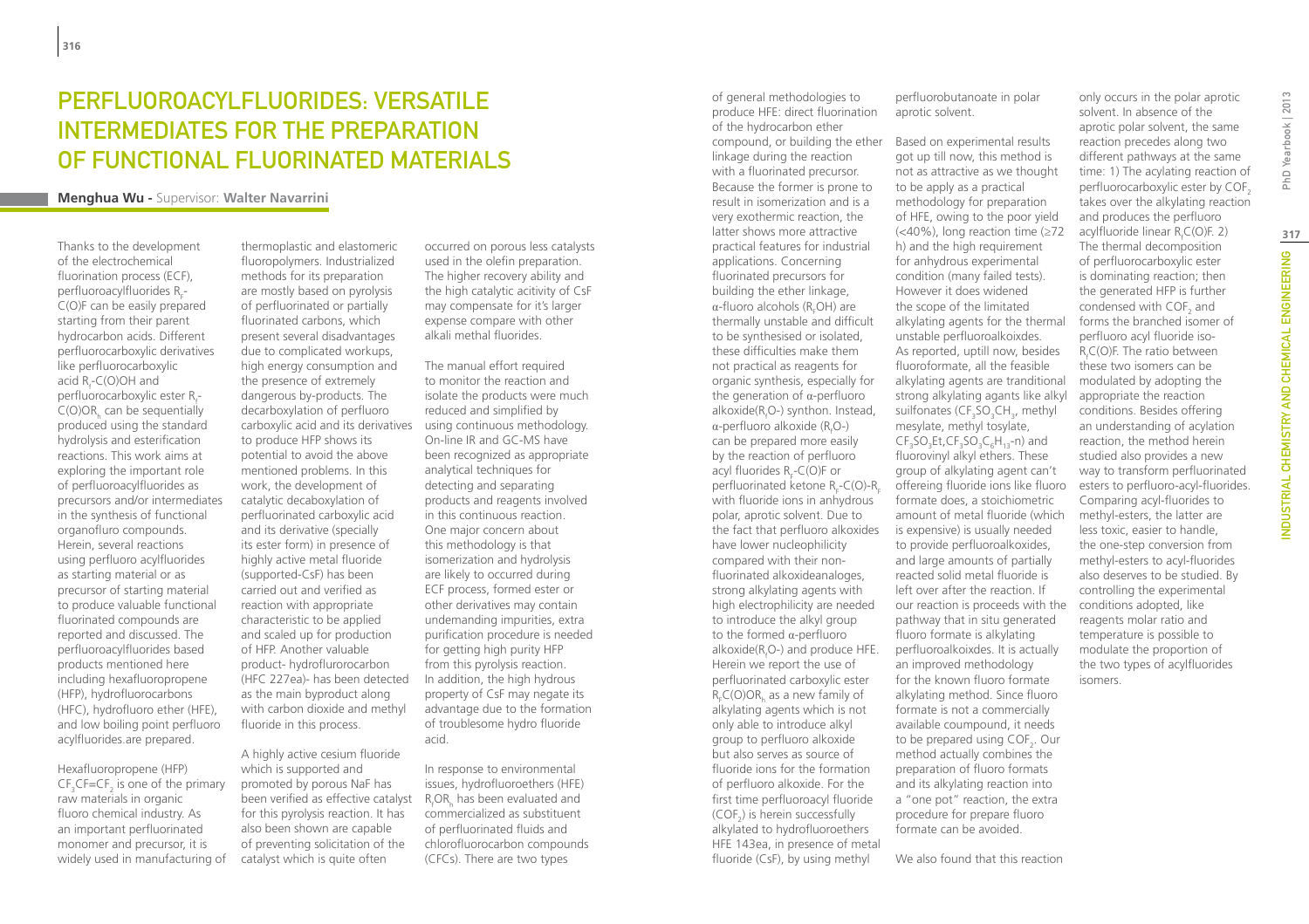# Perfluoroacylfluorides: Versatile Intermediates for the Preparation of Functional Fluorinated Materials

**Menghua Wu** - Supervisor: **Walter Navarrini**

Thanks to the development of the electrochemical fluorination process (ECF), perfluoroacylfluorides $R_F$-C(O)F can be easily prepared starting from their parent hydrocarbon acids. Different perfluorocarboxylic derivatives like perfluorocarboxylic acid $R_F$-C(O)OH and perfluorocarboxylic ester $R_F$-C(O)$OR_h$ can be sequentially produced using the standard hydrolysis and esterification reactions. This work aims at exploring the important role of perfluoroacylfluorides as precursors and/or intermediates in the synthesis of functional organofluro compounds. Herein, several reactions using perfluoro acylfluorides as starting material or as precursor of starting material to produce valuable functional fluorinated compounds are reported and discussed. The perfluoroacylfluorides based products mentioned here including hexafluoropropene (HFP), hydrofluorocarbons (HFC), hydrofluoro ether (HFE), and low boiling point perfluoro acylfluorides.are prepared.

Hexafluoropropene (HFP) $CF_3CF{=}CF_2$ is one of the primary raw materials in organic fluoro chemical industry. As an important perfluorinated monomer and precursor, it is widely used in manufacturing of thermoplastic and elastomeric fluoropolymers. Industrialized methods for its preparation are mostly based on pyrolysis of perfluorinated or partially fluorinated carbons, which present several disadvantages due to complicated workups, high energy consumption and the presence of extremely dangerous by-products. The decarboxylation of perfluoro carboxylic acid and its derivatives to produce HFP shows its potential to avoid the above mentioned problems. In this work, the development of catalytic decaboxylation of perfluorinated carboxylic acid and its derivative (specially its ester form) in presence of highly active metal fluoride (supported-CsF) has been carried out and verified as reaction with appropriate characteristic to be applied and scaled up for production of HFP. Another valuable product- hydroflurorocarbon (HFC 227ea)- has been detected as the main byproduct along with carbon dioxide and methyl fluoride in this process.

A highly active cesium fluoride which is supported and promoted by porous NaF has been verified as effective catalyst for this pyrolysis reaction. It has also been shown are capable of preventing solicitation of the catalyst which is quite often occurred on porous less catalysts used in the olefin preparation. The higher recovery ability and the high catalytic acitivity of CsF may compensate for it's larger expense compare with other alkali methal fluorides.

The manual effort required to monitor the reaction and isolate the products were much reduced and simplified by using continuous methodology. On-line IR and GC-MS have been recognized as appropriate analytical techniques for detecting and separating products and reagents involved in this continuous reaction. One major concern about this methodology is that isomerization and hydrolysis are likely to occurred during ECF process, formed ester or other derivatives may contain undemanding impurities, extra purification procedure is needed for getting high purity HFP from this pyrolysis reaction. In addition, the high hydrous property of CsF may negate its advantage due to the formation of troublesome hydro fluoride acid.

In response to environmental issues, hydrofluoroethers (HFE) $R_fOR_h$ has been evaluated and commercialized as substituent of perfluorinated fluids and chlorofluorocarbon compounds (CFCs). There are two types of general methodologies to produce HFE: direct fluorination of the hydrocarbon ether compound, or building the ether linkage during the reaction with a fluorinated precursor. Because the former is prone to result in isomerization and is a very exothermic reaction, the latter shows more attractive practical features for industrial applications. Concerning fluorinated precursors for building the ether linkage, α-fluoro alcohols ($R_fOH$) are thermally unstable and difficult to be synthesised or isolated, these difficulties make them not practical as reagents for organic synthesis, especially for the generation of α-perfluoro alkoxide($R_fO$-) synthon. Instead, α-perfluoro alkoxide ($R_fO$-) can be prepared more easily by the reaction of perfluoro acyl fluorides $R_F$-C(O)F or perfluorinated ketone $R_F$-C(O)-$R_F$ with fluoride ions in anhydrous polar, aprotic solvent. Due to the fact that perfluoro alkoxides have lower nucleophilicity compared with their non-fluorinated alkoxideanaloges, strong alkylating agents with high electrophilicity are needed to introduce the alkyl group to the formed α-perfluoro alkoxide($R_fO$-) and produce HFE. Herein we report the use of perfluorinated carboxylic ester $R_fC(O)OR_h$ as a new family of alkylating agents which is not only able to introduce alkyl group to perfluoro alkoxide but also serves as source of fluoride ions for the formation of perfluoro alkoxide. For the first time perfluoroacyl fluoride ($COF_2$) is herein successfully alkylated to hydrofluoroethers HFE 143ea, in presence of metal fluoride (CsF), by using methyl perfluorobutanoate in polar aprotic solvent.

Based on experimental results got up till now, this method is not as attractive as we thought to be apply as a practical methodology for preparation of HFE, owing to the poor yield (<40%), long reaction time (≥72 h) and the high requirement for anhydrous experimental condition (many failed tests). However it does widened the scope of the limitated alkylating agents for the thermal unstable perfluoroalkoixdes. As reported, uptill now, besides fluoroformate, all the feasible alkylating agents are tranditional strong alkylating agants like alkyl suilfonates ($CF_3SO_3CH_3$, methyl mesylate, methyl tosylate, $CF_3SO_3Et$,$CF_3SO_3C_6H_{13}$-n) and fluorovinyl alkyl ethers. These group of alkylating agent can't offereing fluoride ions like fluoro formate does, a stoichiometric amount of metal fluoride (which is expensive) is usually needed to provide perfluoroalkoxides, and large amounts of partially reacted solid metal fluoride is left over after the reaction. If our reaction is proceeds with the pathway that in situ generated fluoro formate is alkylating perfluoroalkoixdes. It is actually an improved methodology for the known fluoro formate alkylating method. Since fluoro formate is not a commercially available coumpound, it needs to be prepared using $COF_2$. Our method actually combines the preparation of fluoro formats and its alkylating reaction into a "one pot" reaction, the extra procedure for prepare fluoro formate can be avoided.

We also found that this reaction only occurs in the polar aprotic solvent. In absence of the aprotic polar solvent, the same reaction precedes along two different pathways at the same time: 1) The acylating reaction of perfluorocarboxylic ester by $COF_2$ takes over the alkylating reaction and produces the perfluoro acylfluoride linear $R_fC(O)F$. 2) The thermal decomposition of perfluorocarboxylic ester is dominating reaction; then the generated HFP is further condensed with $COF_2$ and forms the branched isomer of perfluoro acyl fluoride iso-$R_fC(O)F$. The ratio between these two isomers can be modulated by adopting the appropriate the reaction conditions. Besides offering an understanding of acylation reaction, the method herein studied also provides a new way to transform perfluorinated esters to perfluoro-acyl-fluorides. Comparing acyl-fluorides to methyl-esters, the latter are less toxic, easier to handle, the one-step conversion from methyl-esters to acyl-fluorides also deserves to be studied. By controlling the experimental conditions adopted, like reagents molar ratio and temperature is possible to modulate the proportion of the two types of acylfluorides isomers.